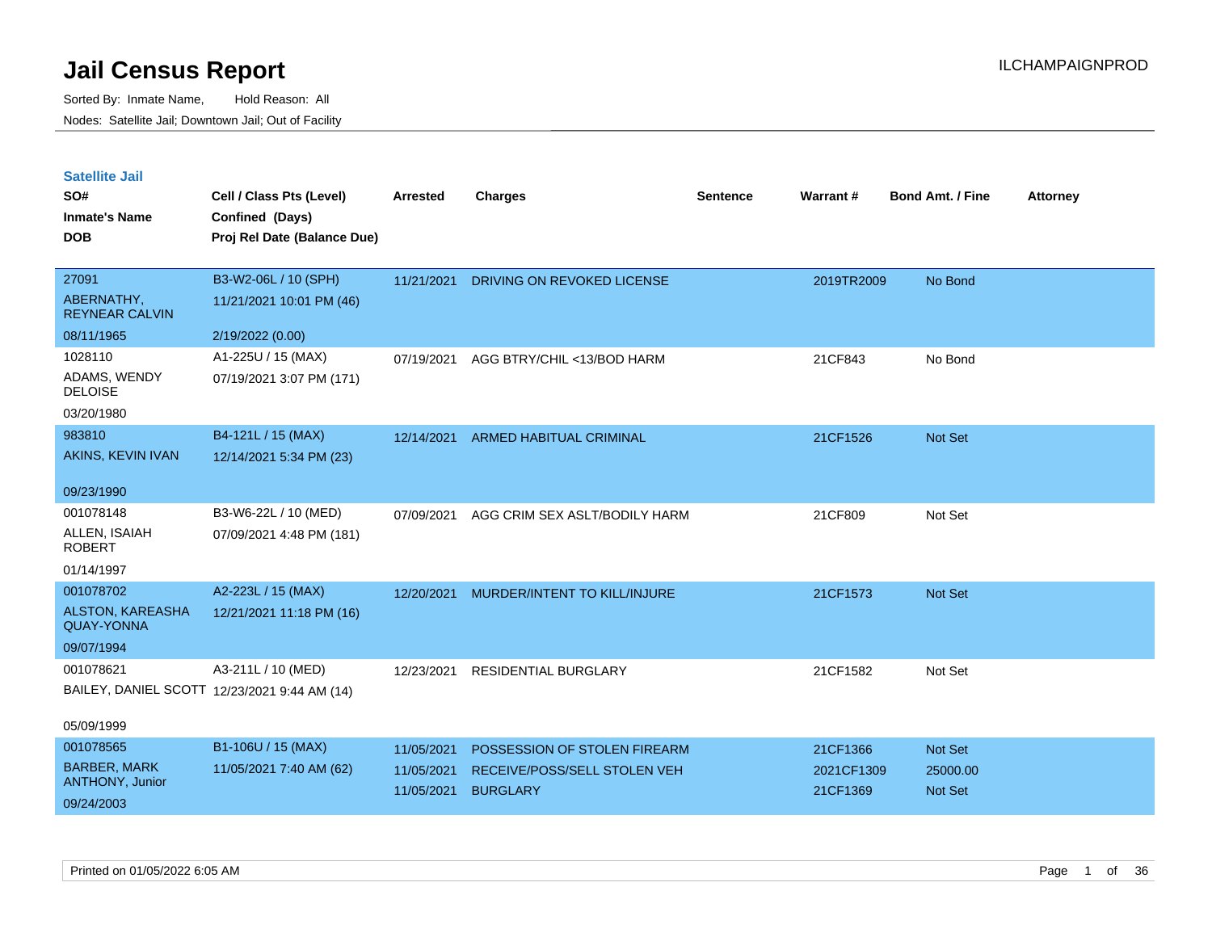# Jail Census Report

Sorted By: Inmate Name, Hold Reason: All

Nodes: Satellite Jail; Downtown Jail; Out of Facility

## Satellite Jail

| SO# / Inmate's Name / DOB | Cell / Class Pts (Level) / Confined (Days) / Proj Rel Date (Balance Due) | Arrested | Charges | Sentence | Warrant # | Bond Amt. / Fine | Attorney |
|---|---|---|---|---|---|---|---|
| 27091<br>ABERNATHY, REYNEAR CALVIN<br>08/11/1965 | B3-W2-06L / 10 (SPH)<br>11/21/2021 10:01 PM (46)<br>2/19/2022 (0.00) | 11/21/2021 | DRIVING ON REVOKED LICENSE | | 2019TR2009 | No Bond | |
| 1028110<br>ADAMS, WENDY DELOISE<br>03/20/1980 | A1-225U / 15 (MAX)<br>07/19/2021 3:07 PM (171) | 07/19/2021 | AGG BTRY/CHIL <13/BOD HARM | | 21CF843 | No Bond | |
| 983810<br>AKINS, KEVIN IVAN<br>09/23/1990 | B4-121L / 15 (MAX)<br>12/14/2021 5:34 PM (23) | 12/14/2021 | ARMED HABITUAL CRIMINAL | | 21CF1526 | Not Set | |
| 001078148<br>ALLEN, ISAIAH ROBERT<br>01/14/1997 | B3-W6-22L / 10 (MED)<br>07/09/2021 4:48 PM (181) | 07/09/2021 | AGG CRIM SEX ASLT/BODILY HARM | | 21CF809 | Not Set | |
| 001078702<br>ALSTON, KAREASHA QUAY-YONNA<br>09/07/1994 | A2-223L / 15 (MAX)<br>12/21/2021 11:18 PM (16) | 12/20/2021 | MURDER/INTENT TO KILL/INJURE | | 21CF1573 | Not Set | |
| 001078621<br>BAILEY, DANIEL SCOTT<br>05/09/1999 | A3-211L / 10 (MED)<br>12/23/2021 9:44 AM (14) | 12/23/2021 | RESIDENTIAL BURGLARY | | 21CF1582 | Not Set | |
| 001078565<br>BARBER, MARK ANTHONY, Junior<br>09/24/2003 | B1-106U / 15 (MAX)<br>11/05/2021 7:40 AM (62) | 11/05/2021<br>11/05/2021<br>11/05/2021 | POSSESSION OF STOLEN FIREARM<br>RECEIVE/POSS/SELL STOLEN VEH<br>BURGLARY | | 21CF1366<br>2021CF1309<br>21CF1369 | Not Set<br>25000.00<br>Not Set | |

Printed on 01/05/2022 6:05 AM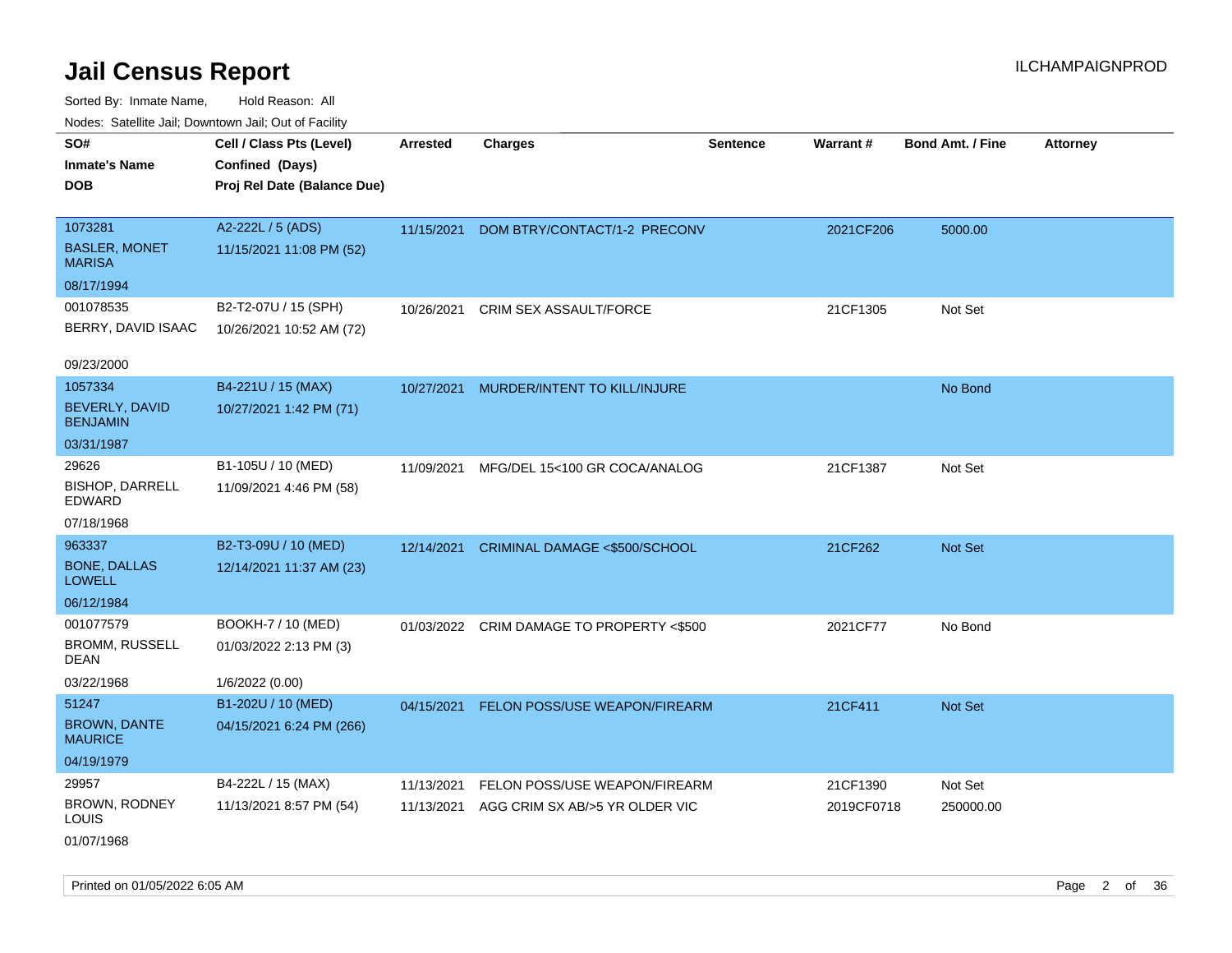# Jail Census Report

Sorted By: Inmate Name, Hold Reason: All

Nodes: Satellite Jail; Downtown Jail; Out of Facility

| SO# / Inmate's Name / DOB | Cell / Class Pts (Level) / Confined (Days) / Proj Rel Date (Balance Due) | Arrested | Charges | Sentence | Warrant # | Bond Amt. / Fine | Attorney |
|---|---|---|---|---|---|---|---|
| 1073281 BASLER, MONET MARISA 08/17/1994 | A2-222L / 5 (ADS) 11/15/2021 11:08 PM (52) | 11/15/2021 | DOM BTRY/CONTACT/1-2 PRECONV | | 2021CF206 | 5000.00 | |
| 001078535 BERRY, DAVID ISAAC 09/23/2000 | B2-T2-07U / 15 (SPH) 10/26/2021 10:52 AM (72) | 10/26/2021 | CRIM SEX ASSAULT/FORCE | | 21CF1305 | Not Set | |
| 1057334 BEVERLY, DAVID BENJAMIN 03/31/1987 | B4-221U / 15 (MAX) 10/27/2021 1:42 PM (71) | 10/27/2021 | MURDER/INTENT TO KILL/INJURE | | | No Bond | |
| 29626 BISHOP, DARRELL EDWARD 07/18/1968 | B1-105U / 10 (MED) 11/09/2021 4:46 PM (58) | 11/09/2021 | MFG/DEL 15<100 GR COCA/ANALOG | | 21CF1387 | Not Set | |
| 963337 BONE, DALLAS LOWELL 06/12/1984 | B2-T3-09U / 10 (MED) 12/14/2021 11:37 AM (23) | 12/14/2021 | CRIMINAL DAMAGE <$500/SCHOOL | | 21CF262 | Not Set | |
| 001077579 BROMM, RUSSELL DEAN 03/22/1968 | BOOKH-7 / 10 (MED) 01/03/2022 2:13 PM (3) 1/6/2022 (0.00) | 01/03/2022 | CRIM DAMAGE TO PROPERTY <$500 | | 2021CF77 | No Bond | |
| 51247 BROWN, DANTE MAURICE 04/19/1979 | B1-202U / 10 (MED) 04/15/2021 6:24 PM (266) | 04/15/2021 | FELON POSS/USE WEAPON/FIREARM | | 21CF411 | Not Set | |
| 29957 BROWN, RODNEY LOUIS 01/07/1968 | B4-222L / 15 (MAX) 11/13/2021 8:57 PM (54) | 11/13/2021 | FELON POSS/USE WEAPON/FIREARM | | 21CF1390 | Not Set | |
| | | 11/13/2021 | AGG CRIM SX AB/>5 YR OLDER VIC | | 2019CF0718 | 250000.00 | |

Printed on 01/05/2022 6:05 AM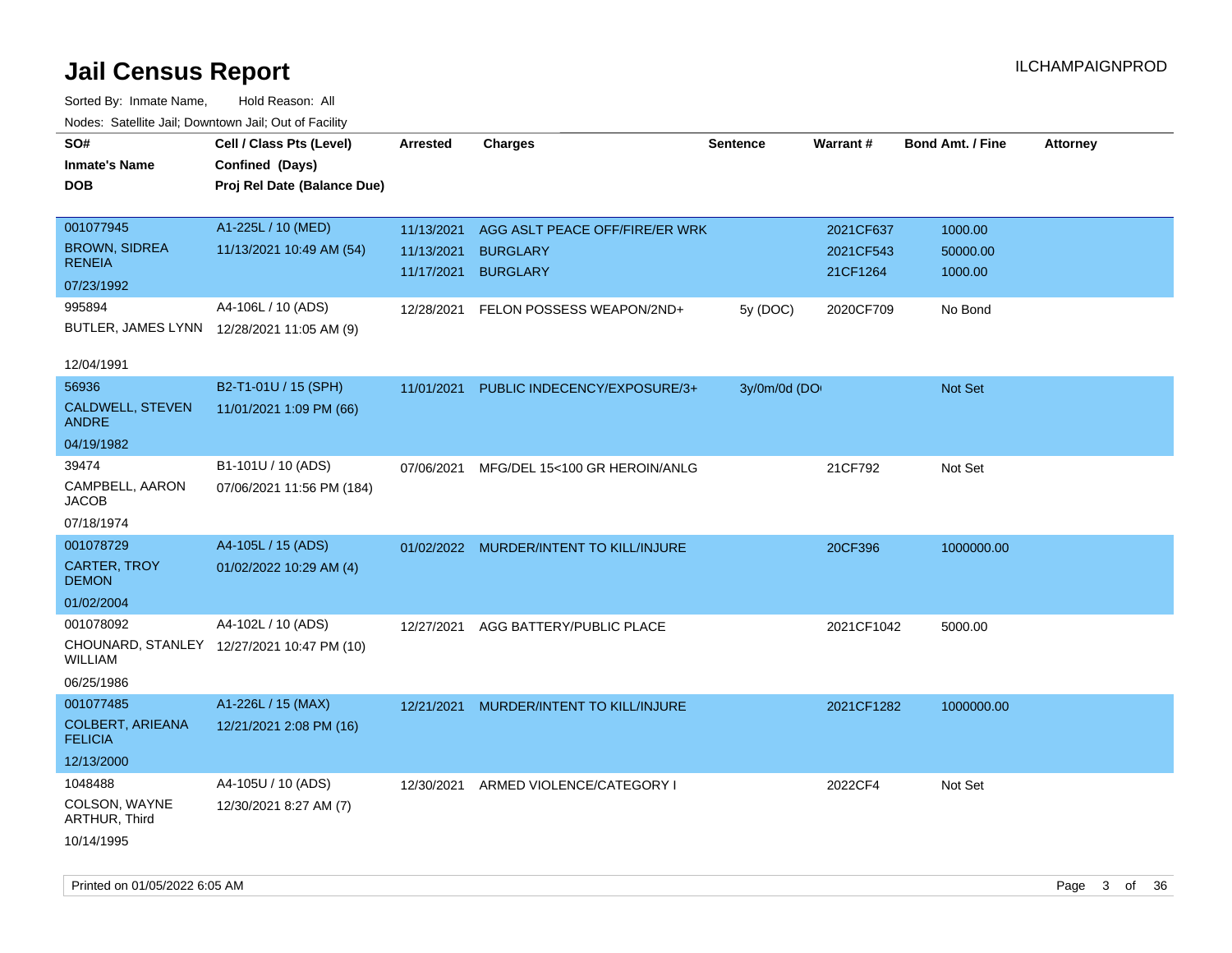# Jail Census Report

ILCHAMPAIGNPROD

Sorted By: Inmate Name, Hold Reason: All

Nodes: Satellite Jail; Downtown Jail; Out of Facility

| SO# / Inmate's Name / DOB | Cell / Class Pts (Level) / Confined (Days) / Proj Rel Date (Balance Due) | Arrested | Charges | Sentence | Warrant # | Bond Amt. / Fine | Attorney |
|---|---|---|---|---|---|---|---|
| 001077945<br>BROWN, SIDREA RENEIA<br>07/23/1992 | A1-225L / 10 (MED)<br>11/13/2021 10:49 AM (54) | 11/13/2021<br>11/13/2021<br>11/17/2021 | AGG ASLT PEACE OFF/FIRE/ER WRK<br>BURGLARY<br>BURGLARY | | 2021CF637<br>2021CF543<br>21CF1264 | 1000.00<br>50000.00<br>1000.00 | |
| 995894<br>BUTLER, JAMES LYNN<br>12/04/1991 | A4-106L / 10 (ADS)<br>12/28/2021 11:05 AM (9) | 12/28/2021 | FELON POSSESS WEAPON/2ND+ | 5y (DOC) | 2020CF709 | No Bond | |
| 56936<br>CALDWELL, STEVEN ANDRE<br>04/19/1982 | B2-T1-01U / 15 (SPH)<br>11/01/2021 1:09 PM (66) | 11/01/2021 | PUBLIC INDECENCY/EXPOSURE/3+ | 3y/0m/0d (DO | | Not Set | |
| 39474<br>CAMPBELL, AARON JACOB<br>07/18/1974 | B1-101U / 10 (ADS)<br>07/06/2021 11:56 PM (184) | 07/06/2021 | MFG/DEL 15<100 GR HEROIN/ANLG | | 21CF792 | Not Set | |
| 001078729<br>CARTER, TROY DEMON<br>01/02/2004 | A4-105L / 15 (ADS)<br>01/02/2022 10:29 AM (4) | 01/02/2022 | MURDER/INTENT TO KILL/INJURE | | 20CF396 | 1000000.00 | |
| 001078092<br>CHOUNARD, STANLEY WILLIAM<br>06/25/1986 | A4-102L / 10 (ADS)<br>12/27/2021 10:47 PM (10) | 12/27/2021 | AGG BATTERY/PUBLIC PLACE | | 2021CF1042 | 5000.00 | |
| 001077485<br>COLBERT, ARIEANA FELICIA<br>12/13/2000 | A1-226L / 15 (MAX)<br>12/21/2021 2:08 PM (16) | 12/21/2021 | MURDER/INTENT TO KILL/INJURE | | 2021CF1282 | 1000000.00 | |
| 1048488<br>COLSON, WAYNE ARTHUR, Third<br>10/14/1995 | A4-105U / 10 (ADS)<br>12/30/2021 8:27 AM (7) | 12/30/2021 | ARMED VIOLENCE/CATEGORY I | | 2022CF4 | Not Set | |

Printed on 01/05/2022 6:05 AM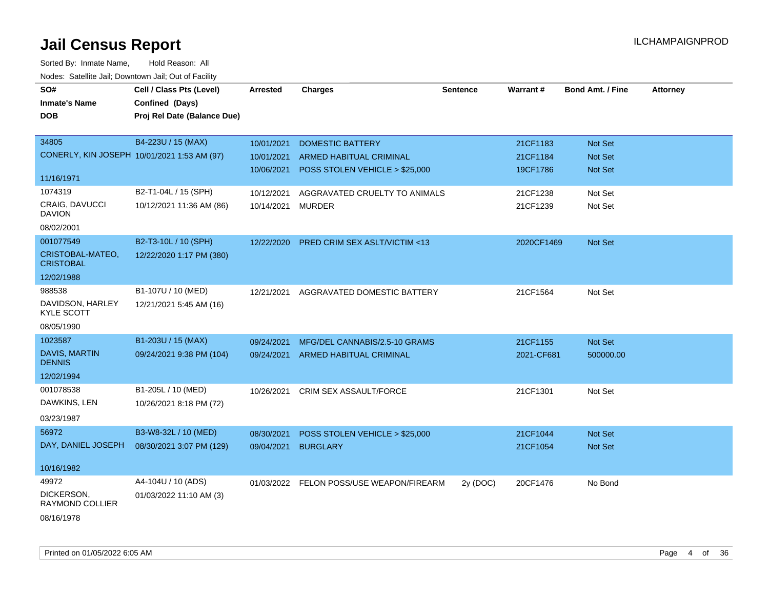# Jail Census Report

ILCHAMPAIGNPROD

Sorted By: Inmate Name, Hold Reason: All

Nodes: Satellite Jail; Downtown Jail; Out of Facility

| SO# / Inmate's Name / DOB | Cell / Class Pts (Level) / Confined (Days) / Proj Rel Date (Balance Due) | Arrested | Charges | Sentence | Warrant # | Bond Amt. / Fine | Attorney |
|---|---|---|---|---|---|---|---|
| 34805<br>CONERLY, KIN JOSEPH<br>11/16/1971 | B4-223U / 15 (MAX)<br>10/01/2021 1:53 AM (97) | 10/01/2021 | DOMESTIC BATTERY | | 21CF1183 | Not Set | |
| | | 10/01/2021 | ARMED HABITUAL CRIMINAL | | 21CF1184 | Not Set | |
| | | 10/06/2021 | POSS STOLEN VEHICLE > $25,000 | | 19CF1786 | Not Set | |
| 1074319<br>CRAIG, DAVUCCI DAVION<br>08/02/2001 | B2-T1-04L / 15 (SPH)<br>10/12/2021 11:36 AM (86) | 10/12/2021 | AGGRAVATED CRUELTY TO ANIMALS | | 21CF1238 | Not Set | |
| | | 10/14/2021 | MURDER | | 21CF1239 | Not Set | |
| 001077549<br>CRISTOBAL-MATEO, CRISTOBAL<br>12/02/1988 | B2-T3-10L / 10 (SPH)<br>12/22/2020 1:17 PM (380) | 12/22/2020 | PRED CRIM SEX ASLT/VICTIM <13 | | 2020CF1469 | Not Set | |
| 988538<br>DAVIDSON, HARLEY KYLE SCOTT<br>08/05/1990 | B1-107U / 10 (MED)<br>12/21/2021 5:45 AM (16) | 12/21/2021 | AGGRAVATED DOMESTIC BATTERY | | 21CF1564 | Not Set | |
| 1023587<br>DAVIS, MARTIN DENNIS<br>12/02/1994 | B1-203U / 15 (MAX)<br>09/24/2021 9:38 PM (104) | 09/24/2021 | MFG/DEL CANNABIS/2.5-10 GRAMS | | 21CF1155 | Not Set | |
| | | 09/24/2021 | ARMED HABITUAL CRIMINAL | | 2021-CF681 | 500000.00 | |
| 001078538<br>DAWKINS, LEN<br>03/23/1987 | B1-205L / 10 (MED)<br>10/26/2021 8:18 PM (72) | 10/26/2021 | CRIM SEX ASSAULT/FORCE | | 21CF1301 | Not Set | |
| 56972<br>DAY, DANIEL JOSEPH<br>10/16/1982 | B3-W8-32L / 10 (MED)<br>08/30/2021 3:07 PM (129) | 08/30/2021 | POSS STOLEN VEHICLE > $25,000 | | 21CF1044 | Not Set | |
| | | 09/04/2021 | BURGLARY | | 21CF1054 | Not Set | |
| 49972<br>DICKERSON, RAYMOND COLLIER<br>08/16/1978 | A4-104U / 10 (ADS)<br>01/03/2022 11:10 AM (3) | 01/03/2022 | FELON POSS/USE WEAPON/FIREARM | 2y (DOC) | 20CF1476 | No Bond | |

Printed on 01/05/2022 6:05 AM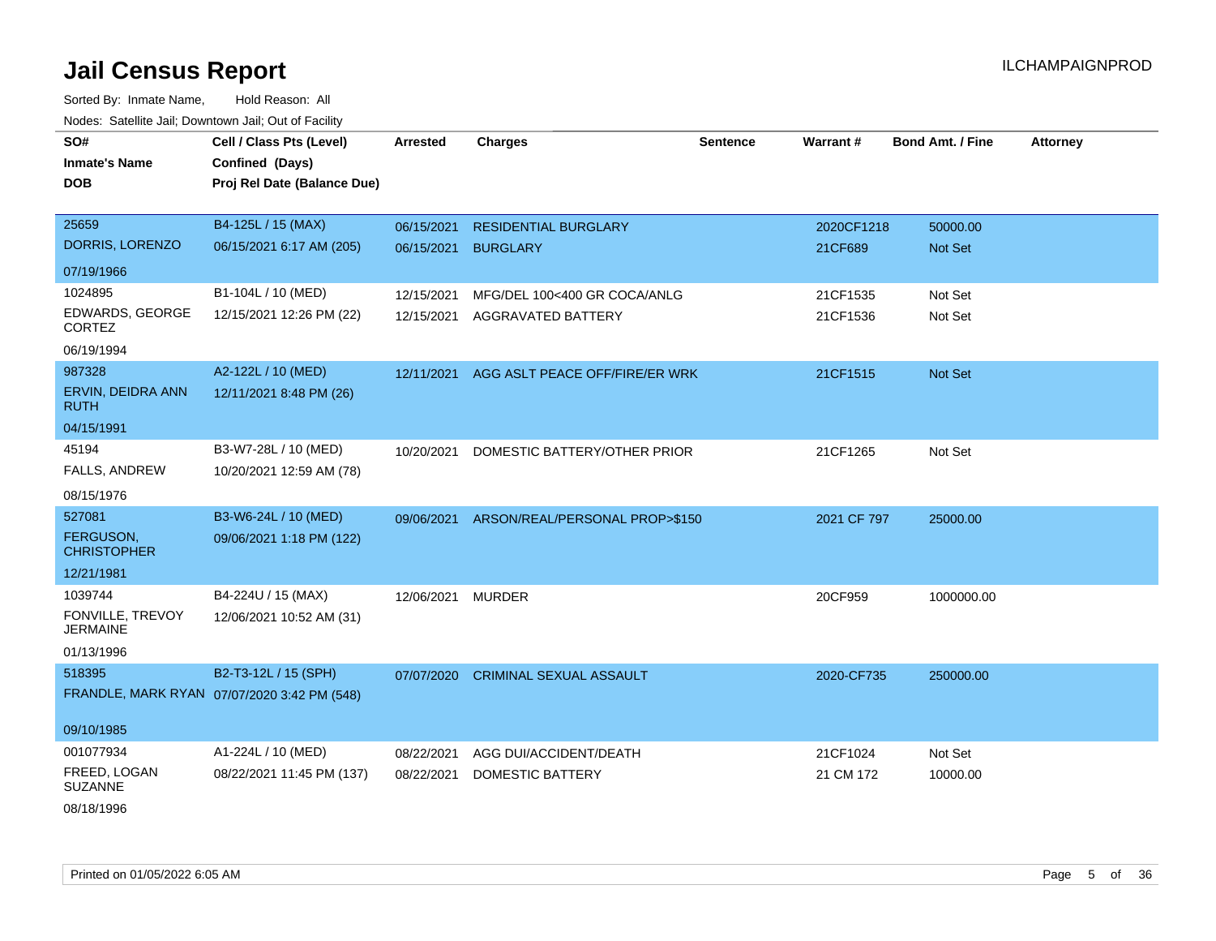# Jail Census Report

ILCHAMPAIGNPROD

Sorted By: Inmate Name, Hold Reason: All

Nodes: Satellite Jail; Downtown Jail; Out of Facility

| SO# / Inmate's Name / DOB | Cell / Class Pts (Level) / Confined (Days) / Proj Rel Date (Balance Due) | Arrested | Charges | Sentence | Warrant # | Bond Amt. / Fine | Attorney |
|---|---|---|---|---|---|---|---|
| 25659<br>DORRIS, LORENZO<br>07/19/1966 | B4-125L / 15 (MAX)<br>06/15/2021 6:17 AM (205) | 06/15/2021<br>06/15/2021 | RESIDENTIAL BURGLARY<br>BURGLARY | | 2020CF1218<br>21CF689 | 50000.00<br>Not Set | |
| 1024895<br>EDWARDS, GEORGE CORTEZ<br>06/19/1994 | B1-104L / 10 (MED)<br>12/15/2021 12:26 PM (22) | 12/15/2021<br>12/15/2021 | MFG/DEL 100<400 GR COCA/ANLG<br>AGGRAVATED BATTERY | | 21CF1535<br>21CF1536 | Not Set<br>Not Set | |
| 987328<br>ERVIN, DEIDRA ANN RUTH<br>04/15/1991 | A2-122L / 10 (MED)<br>12/11/2021 8:48 PM (26) | 12/11/2021 | AGG ASLT PEACE OFF/FIRE/ER WRK | | 21CF1515 | Not Set | |
| 45194<br>FALLS, ANDREW<br>08/15/1976 | B3-W7-28L / 10 (MED)<br>10/20/2021 12:59 AM (78) | 10/20/2021 | DOMESTIC BATTERY/OTHER PRIOR | | 21CF1265 | Not Set | |
| 527081<br>FERGUSON, CHRISTOPHER<br>12/21/1981 | B3-W6-24L / 10 (MED)<br>09/06/2021 1:18 PM (122) | 09/06/2021 | ARSON/REAL/PERSONAL PROP>$150 | | 2021 CF 797 | 25000.00 | |
| 1039744<br>FONVILLE, TREVOY JERMAINE<br>01/13/1996 | B4-224U / 15 (MAX)<br>12/06/2021 10:52 AM (31) | 12/06/2021 | MURDER | | 20CF959 | 1000000.00 | |
| 518395<br>FRANDLE, MARK RYAN<br>09/10/1985 | B2-T3-12L / 15 (SPH)<br>07/07/2020 3:42 PM (548) | 07/07/2020 | CRIMINAL SEXUAL ASSAULT | | 2020-CF735 | 250000.00 | |
| 001077934<br>FREED, LOGAN SUZANNE<br>08/18/1996 | A1-224L / 10 (MED)<br>08/22/2021 11:45 PM (137) | 08/22/2021<br>08/22/2021 | AGG DUI/ACCIDENT/DEATH<br>DOMESTIC BATTERY | | 21CF1024<br>21 CM 172 | Not Set<br>10000.00 | |

Printed on 01/05/2022 6:05 AM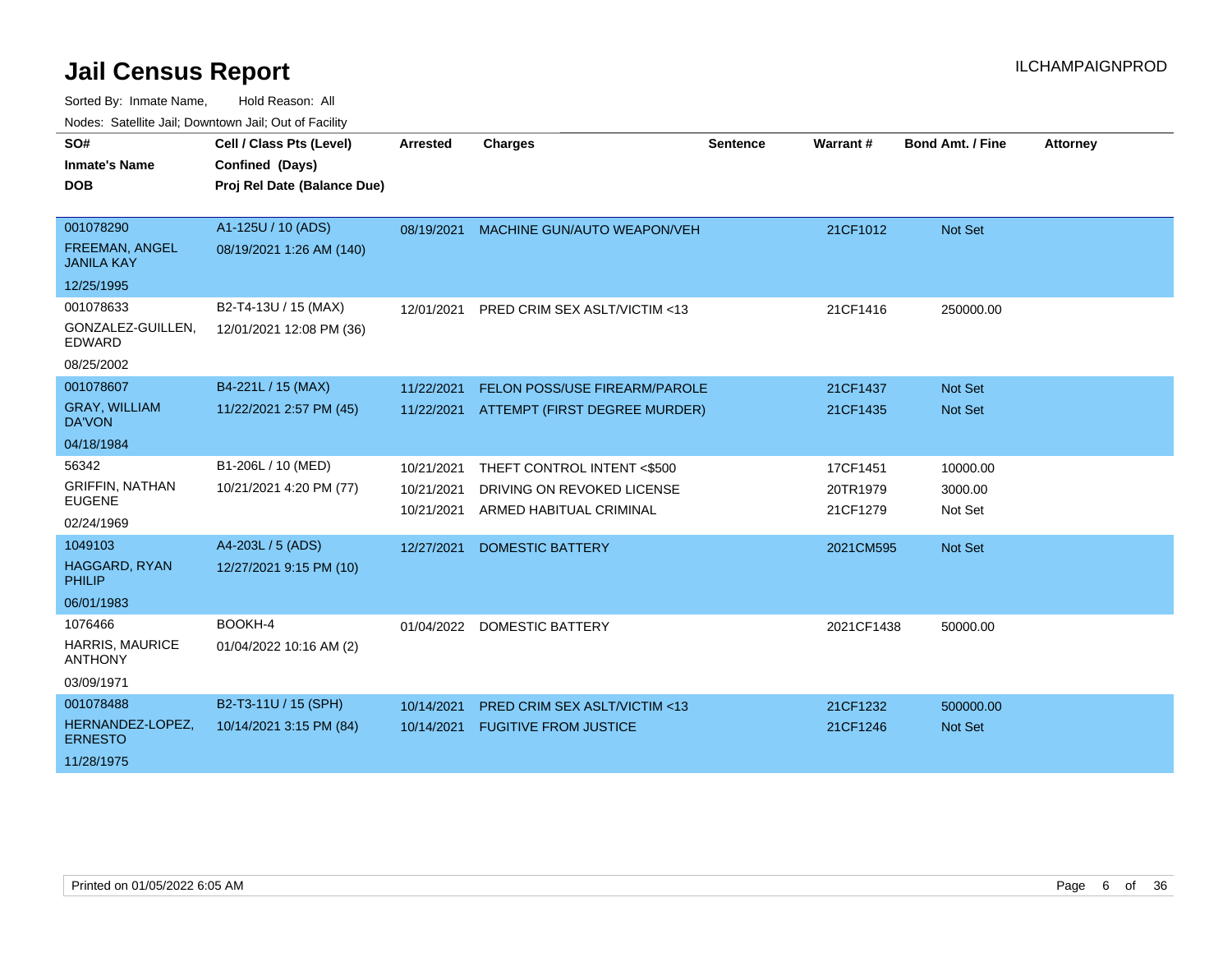# Jail Census Report

ILCHAMPAIGNPROD

Sorted By: Inmate Name, Hold Reason: All

Nodes: Satellite Jail; Downtown Jail; Out of Facility

| SO# / Inmate's Name / DOB | Cell / Class Pts (Level) / Confined (Days) / Proj Rel Date (Balance Due) | Arrested | Charges | Sentence | Warrant # | Bond Amt. / Fine | Attorney |
|---|---|---|---|---|---|---|---|
| 001078290<br>FREEMAN, ANGEL JANILA KAY<br>12/25/1995 | A1-125U / 10 (ADS)<br>08/19/2021 1:26 AM (140) | 08/19/2021 | MACHINE GUN/AUTO WEAPON/VEH | | 21CF1012 | Not Set | |
| 001078633<br>GONZALEZ-GUILLEN, EDWARD<br>08/25/2002 | B2-T4-13U / 15 (MAX)<br>12/01/2021 12:08 PM (36) | 12/01/2021 | PRED CRIM SEX ASLT/VICTIM <13 | | 21CF1416 | 250000.00 | |
| 001078607<br>GRAY, WILLIAM DA'VON<br>04/18/1984 | B4-221L / 15 (MAX)<br>11/22/2021 2:57 PM (45) | 11/22/2021<br>11/22/2021 | FELON POSS/USE FIREARM/PAROLE<br>ATTEMPT (FIRST DEGREE MURDER) | | 21CF1437<br>21CF1435 | Not Set<br>Not Set | |
| 56342<br>GRIFFIN, NATHAN EUGENE<br>02/24/1969 | B1-206L / 10 (MED)<br>10/21/2021 4:20 PM (77) | 10/21/2021<br>10/21/2021<br>10/21/2021 | THEFT CONTROL INTENT <$500<br>DRIVING ON REVOKED LICENSE<br>ARMED HABITUAL CRIMINAL | | 17CF1451<br>20TR1979<br>21CF1279 | 10000.00<br>3000.00<br>Not Set | |
| 1049103<br>HAGGARD, RYAN PHILIP<br>06/01/1983 | A4-203L / 5 (ADS)<br>12/27/2021 9:15 PM (10) | 12/27/2021 | DOMESTIC BATTERY | | 2021CM595 | Not Set | |
| 1076466<br>HARRIS, MAURICE ANTHONY<br>03/09/1971 | BOOKH-4<br>01/04/2022 10:16 AM (2) | 01/04/2022 | DOMESTIC BATTERY | | 2021CF1438 | 50000.00 | |
| 001078488<br>HERNANDEZ-LOPEZ, ERNESTO<br>11/28/1975 | B2-T3-11U / 15 (SPH)<br>10/14/2021 3:15 PM (84) | 10/14/2021<br>10/14/2021 | PRED CRIM SEX ASLT/VICTIM <13<br>FUGITIVE FROM JUSTICE | | 21CF1232<br>21CF1246 | 500000.00<br>Not Set | |

Printed on 01/05/2022 6:05 AM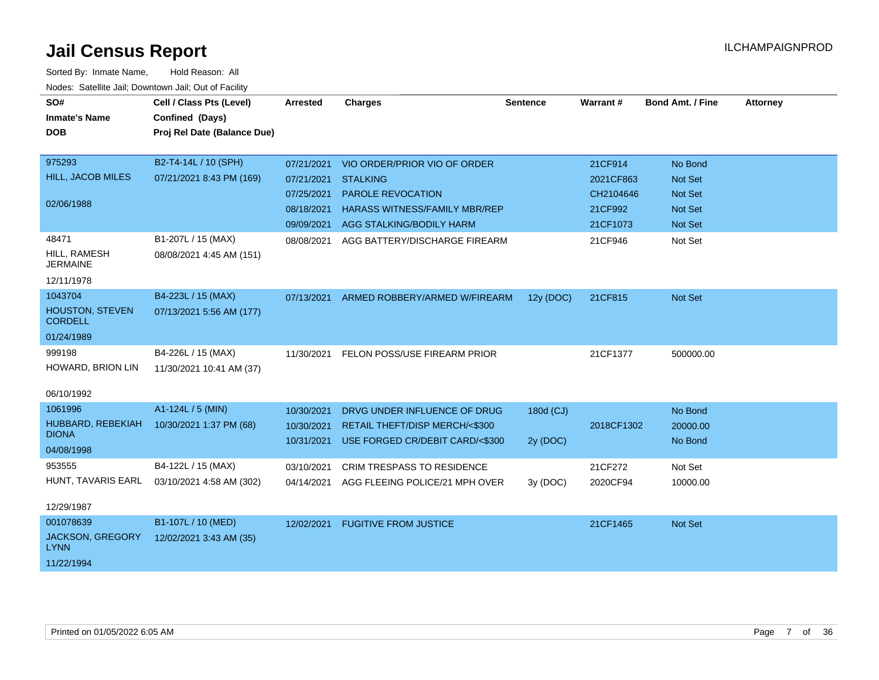# Jail Census Report

ILCHAMPAIGNPROD

Sorted By: Inmate Name, Hold Reason: All

Nodes: Satellite Jail; Downtown Jail; Out of Facility

| SO# / Inmate's Name / DOB | Cell / Class Pts (Level) / Confined (Days) / Proj Rel Date (Balance Due) | Arrested | Charges | Sentence | Warrant # | Bond Amt. / Fine | Attorney |
|---|---|---|---|---|---|---|---|
| 975293<br>HILL, JACOB MILES<br>02/06/1988 | B2-T4-14L / 10 (SPH)<br>07/21/2021 8:43 PM (169) | 07/21/2021 | VIO ORDER/PRIOR VIO OF ORDER | | 21CF914 | No Bond | |
| | | 07/21/2021 | STALKING | | 2021CF863 | Not Set | |
| | | 07/25/2021 | PAROLE REVOCATION | | CH2104646 | Not Set | |
| | | 08/18/2021 | HARASS WITNESS/FAMILY MBR/REP | | 21CF992 | Not Set | |
| | | 09/09/2021 | AGG STALKING/BODILY HARM | | 21CF1073 | Not Set | |
| 48471<br>HILL, RAMESH JERMAINE<br>12/11/1978 | B1-207L / 15 (MAX)<br>08/08/2021 4:45 AM (151) | 08/08/2021 | AGG BATTERY/DISCHARGE FIREARM | | 21CF946 | Not Set | |
| 1043704<br>HOUSTON, STEVEN CORDELL<br>01/24/1989 | B4-223L / 15 (MAX)<br>07/13/2021 5:56 AM (177) | 07/13/2021 | ARMED ROBBERY/ARMED W/FIREARM | 12y (DOC) | 21CF815 | Not Set | |
| 999198<br>HOWARD, BRION LIN<br>06/10/1992 | B4-226L / 15 (MAX)<br>11/30/2021 10:41 AM (37) | 11/30/2021 | FELON POSS/USE FIREARM PRIOR | | 21CF1377 | 500000.00 | |
| 1061996<br>HUBBARD, REBEKIAH DIONA<br>04/08/1998 | A1-124L / 5 (MIN)<br>10/30/2021 1:37 PM (68) | 10/30/2021 | DRVG UNDER INFLUENCE OF DRUG | 180d (CJ) | | No Bond | |
| | | 10/30/2021 | RETAIL THEFT/DISP MERCH/<$300 | | 2018CF1302 | 20000.00 | |
| | | 10/31/2021 | USE FORGED CR/DEBIT CARD/<$300 | 2y (DOC) | | No Bond | |
| 953555<br>HUNT, TAVARIS EARL<br>12/29/1987 | B4-122L / 15 (MAX)<br>03/10/2021 4:58 AM (302) | 03/10/2021 | CRIM TRESPASS TO RESIDENCE | | 21CF272 | Not Set | |
| | | 04/14/2021 | AGG FLEEING POLICE/21 MPH OVER | 3y (DOC) | 2020CF94 | 10000.00 | |
| 001078639<br>JACKSON, GREGORY LYNN<br>11/22/1994 | B1-107L / 10 (MED)<br>12/02/2021 3:43 AM (35) | 12/02/2021 | FUGITIVE FROM JUSTICE | | 21CF1465 | Not Set | |

Printed on 01/05/2022 6:05 AM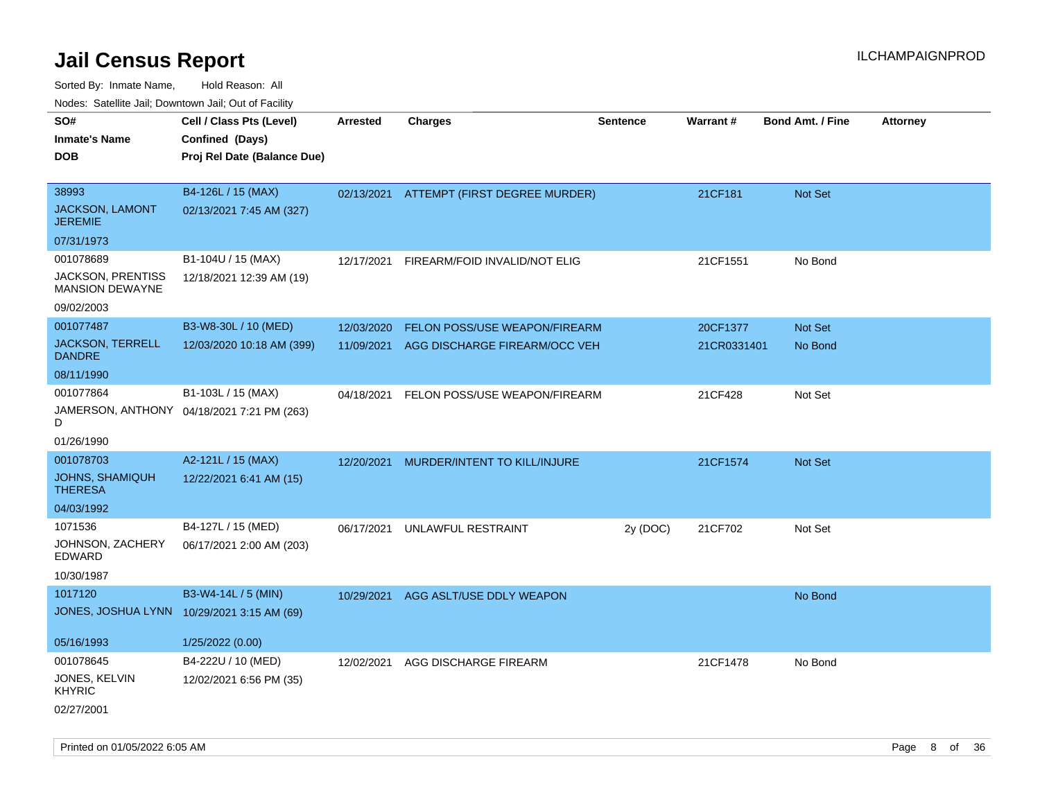# Jail Census Report

ILCHAMPAIGNPROD

Sorted By: Inmate Name, Hold Reason: All

Nodes: Satellite Jail; Downtown Jail; Out of Facility

| SO# / Inmate's Name / DOB | Cell / Class Pts (Level) / Confined (Days) / Proj Rel Date (Balance Due) | Arrested | Charges | Sentence | Warrant # | Bond Amt. / Fine | Attorney |
|---|---|---|---|---|---|---|---|
| 38993<br>JACKSON, LAMONT JEREMIE<br>07/31/1973 | B4-126L / 15 (MAX)<br>02/13/2021 7:45 AM (327) | 02/13/2021 | ATTEMPT (FIRST DEGREE MURDER) | | 21CF181 | Not Set | |
| 001078689<br>JACKSON, PRENTISS MANSION DEWAYNE<br>09/02/2003 | B1-104U / 15 (MAX)<br>12/18/2021 12:39 AM (19) | 12/17/2021 | FIREARM/FOID INVALID/NOT ELIG | | 21CF1551 | No Bond | |
| 001077487<br>JACKSON, TERRELL DANDRE<br>08/11/1990 | B3-W8-30L / 10 (MED)<br>12/03/2020 10:18 AM (399) | 12/03/2020<br>11/09/2021 | FELON POSS/USE WEAPON/FIREARM<br>AGG DISCHARGE FIREARM/OCC VEH | | 20CF1377<br>21CR0331401 | Not Set<br>No Bond | |
| 001077864<br>JAMERSON, ANTHONY D<br>01/26/1990 | B1-103L / 15 (MAX)<br>04/18/2021 7:21 PM (263) | 04/18/2021 | FELON POSS/USE WEAPON/FIREARM | | 21CF428 | Not Set | |
| 001078703<br>JOHNS, SHAMIQUH THERESA<br>04/03/1992 | A2-121L / 15 (MAX)<br>12/22/2021 6:41 AM (15) | 12/20/2021 | MURDER/INTENT TO KILL/INJURE | | 21CF1574 | Not Set | |
| 1071536<br>JOHNSON, ZACHERY EDWARD<br>10/30/1987 | B4-127L / 15 (MED)<br>06/17/2021 2:00 AM (203) | 06/17/2021 | UNLAWFUL RESTRAINT | 2y (DOC) | 21CF702 | Not Set | |
| 1017120<br>JONES, JOSHUA LYNN<br>05/16/1993 | B3-W4-14L / 5 (MIN)<br>10/29/2021 3:15 AM (69)<br>1/25/2022 (0.00) | 10/29/2021 | AGG ASLT/USE DDLY WEAPON | | | No Bond | |
| 001078645<br>JONES, KELVIN KHYRIC<br>02/27/2001 | B4-222U / 10 (MED)<br>12/02/2021 6:56 PM (35) | 12/02/2021 | AGG DISCHARGE FIREARM | | 21CF1478 | No Bond | |

Printed on 01/05/2022 6:05 AM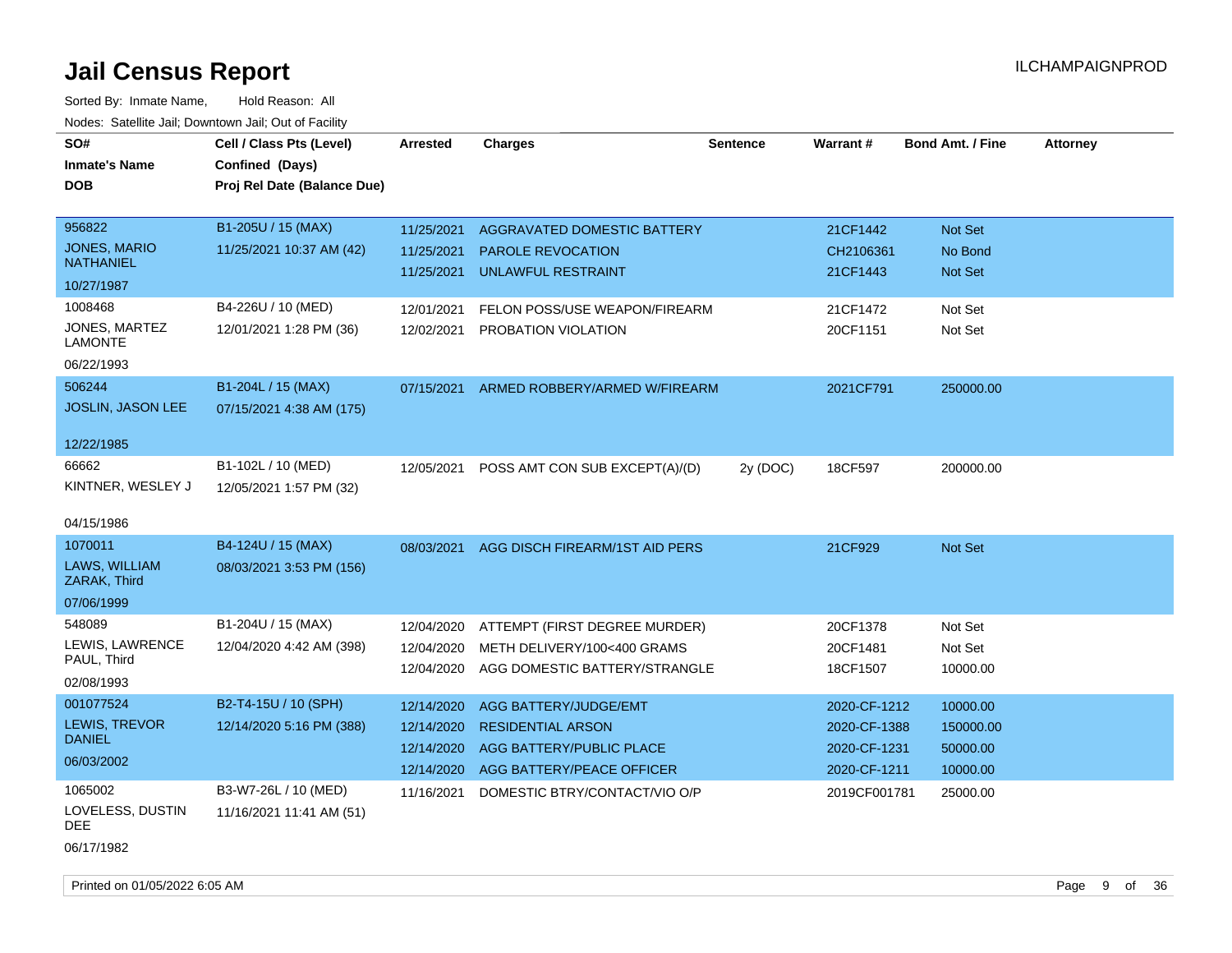# Jail Census Report

ILCHAMPAIGNPROD

Sorted By: Inmate Name, Hold Reason: All

Nodes: Satellite Jail; Downtown Jail; Out of Facility

| SO# / Inmate's Name / DOB | Cell / Class Pts (Level) / Confined (Days) / Proj Rel Date (Balance Due) | Arrested | Charges | Sentence | Warrant # | Bond Amt. / Fine | Attorney |
|---|---|---|---|---|---|---|---|
| 956822 JONES, MARIO NATHANIEL 10/27/1987 | B1-205U / 15 (MAX) 11/25/2021 10:37 AM (42) | 11/25/2021 | AGGRAVATED DOMESTIC BATTERY | | 21CF1442 | Not Set | |
| | | 11/25/2021 | PAROLE REVOCATION | | CH2106361 | No Bond | |
| | | 11/25/2021 | UNLAWFUL RESTRAINT | | 21CF1443 | Not Set | |
| 1008468 JONES, MARTEZ LAMONTE 06/22/1993 | B4-226U / 10 (MED) 12/01/2021 1:28 PM (36) | 12/01/2021 | FELON POSS/USE WEAPON/FIREARM | | 21CF1472 | Not Set | |
| | | 12/02/2021 | PROBATION VIOLATION | | 20CF1151 | Not Set | |
| 506244 JOSLIN, JASON LEE 12/22/1985 | B1-204L / 15 (MAX) 07/15/2021 4:38 AM (175) | 07/15/2021 | ARMED ROBBERY/ARMED W/FIREARM | | 2021CF791 | 250000.00 | |
| 66662 KINTNER, WESLEY J 04/15/1986 | B1-102L / 10 (MED) 12/05/2021 1:57 PM (32) | 12/05/2021 | POSS AMT CON SUB EXCEPT(A)/(D) | 2y (DOC) | 18CF597 | 200000.00 | |
| 1070011 LAWS, WILLIAM ZARAK, Third 07/06/1999 | B4-124U / 15 (MAX) 08/03/2021 3:53 PM (156) | 08/03/2021 | AGG DISCH FIREARM/1ST AID PERS | | 21CF929 | Not Set | |
| 548089 LEWIS, LAWRENCE PAUL, Third 02/08/1993 | B1-204U / 15 (MAX) 12/04/2020 4:42 AM (398) | 12/04/2020 | ATTEMPT (FIRST DEGREE MURDER) | | 20CF1378 | Not Set | |
| | | 12/04/2020 | METH DELIVERY/100<400 GRAMS | | 20CF1481 | Not Set | |
| | | 12/04/2020 | AGG DOMESTIC BATTERY/STRANGLE | | 18CF1507 | 10000.00 | |
| 001077524 LEWIS, TREVOR DANIEL 06/03/2002 | B2-T4-15U / 10 (SPH) 12/14/2020 5:16 PM (388) | 12/14/2020 | AGG BATTERY/JUDGE/EMT | | 2020-CF-1212 | 10000.00 | |
| | | 12/14/2020 | RESIDENTIAL ARSON | | 2020-CF-1388 | 150000.00 | |
| | | 12/14/2020 | AGG BATTERY/PUBLIC PLACE | | 2020-CF-1231 | 50000.00 | |
| | | 12/14/2020 | AGG BATTERY/PEACE OFFICER | | 2020-CF-1211 | 10000.00 | |
| 1065002 LOVELESS, DUSTIN DEE 06/17/1982 | B3-W7-26L / 10 (MED) 11/16/2021 11:41 AM (51) | 11/16/2021 | DOMESTIC BTRY/CONTACT/VIO O/P | | 2019CF001781 | 25000.00 | |

Printed on 01/05/2022 6:05 AM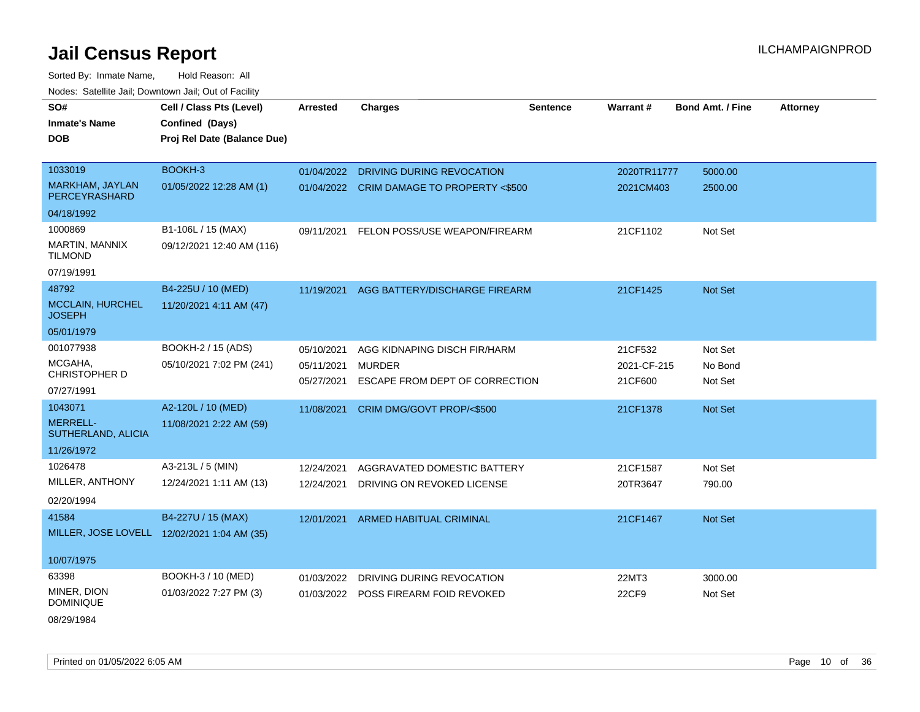# Jail Census Report

ILCHAMPAIGNPROD

Sorted By: Inmate Name, Hold Reason: All

Nodes: Satellite Jail; Downtown Jail; Out of Facility

| SO# / Inmate's Name / DOB | Cell / Class Pts (Level) / Confined (Days) / Proj Rel Date (Balance Due) | Arrested | Charges | Sentence | Warrant # | Bond Amt. / Fine | Attorney |
|---|---|---|---|---|---|---|---|
| 1033019<br>MARKHAM, JAYLAN PERCEYRASHARD<br>04/18/1992 | BOOKH-3<br>01/05/2022 12:28 AM (1) | 01/04/2022<br>01/04/2022 | DRIVING DURING REVOCATION<br>CRIM DAMAGE TO PROPERTY <$500 | | 2020TR11777<br>2021CM403 | 5000.00<br>2500.00 | |
| 1000869<br>MARTIN, MANNIX TILMOND<br>07/19/1991 | B1-106L / 15 (MAX)<br>09/12/2021 12:40 AM (116) | 09/11/2021 | FELON POSS/USE WEAPON/FIREARM | | 21CF1102 | Not Set | |
| 48792<br>MCCLAIN, HURCHEL JOSEPH<br>05/01/1979 | B4-225U / 10 (MED)<br>11/20/2021 4:11 AM (47) | 11/19/2021 | AGG BATTERY/DISCHARGE FIREARM | | 21CF1425 | Not Set | |
| 001077938<br>MCGAHA, CHRISTOPHER D<br>07/27/1991 | BOOKH-2 / 15 (ADS)<br>05/10/2021 7:02 PM (241) | 05/10/2021<br>05/11/2021<br>05/27/2021 | AGG KIDNAPING DISCH FIR/HARM<br>MURDER<br>ESCAPE FROM DEPT OF CORRECTION | | 21CF532<br>2021-CF-215<br>21CF600 | Not Set<br>No Bond<br>Not Set | |
| 1043071<br>MERRELL-SUTHERLAND, ALICIA<br>11/26/1972 | A2-120L / 10 (MED)<br>11/08/2021 2:22 AM (59) | 11/08/2021 | CRIM DMG/GOVT PROP/<$500 | | 21CF1378 | Not Set | |
| 1026478<br>MILLER, ANTHONY<br>02/20/1994 | A3-213L / 5 (MIN)<br>12/24/2021 1:11 AM (13) | 12/24/2021<br>12/24/2021 | AGGRAVATED DOMESTIC BATTERY<br>DRIVING ON REVOKED LICENSE | | 21CF1587<br>20TR3647 | Not Set<br>790.00 | |
| 41584<br>MILLER, JOSE LOVELL<br>10/07/1975 | B4-227U / 15 (MAX)<br>12/02/2021 1:04 AM (35) | 12/01/2021 | ARMED HABITUAL CRIMINAL | | 21CF1467 | Not Set | |
| 63398<br>MINER, DION DOMINIQUE<br>08/29/1984 | BOOKH-3 / 10 (MED)<br>01/03/2022 7:27 PM (3) | 01/03/2022<br>01/03/2022 | DRIVING DURING REVOCATION<br>POSS FIREARM FOID REVOKED | | 22MT3<br>22CF9 | 3000.00<br>Not Set | |

Printed on 01/05/2022 6:05 AM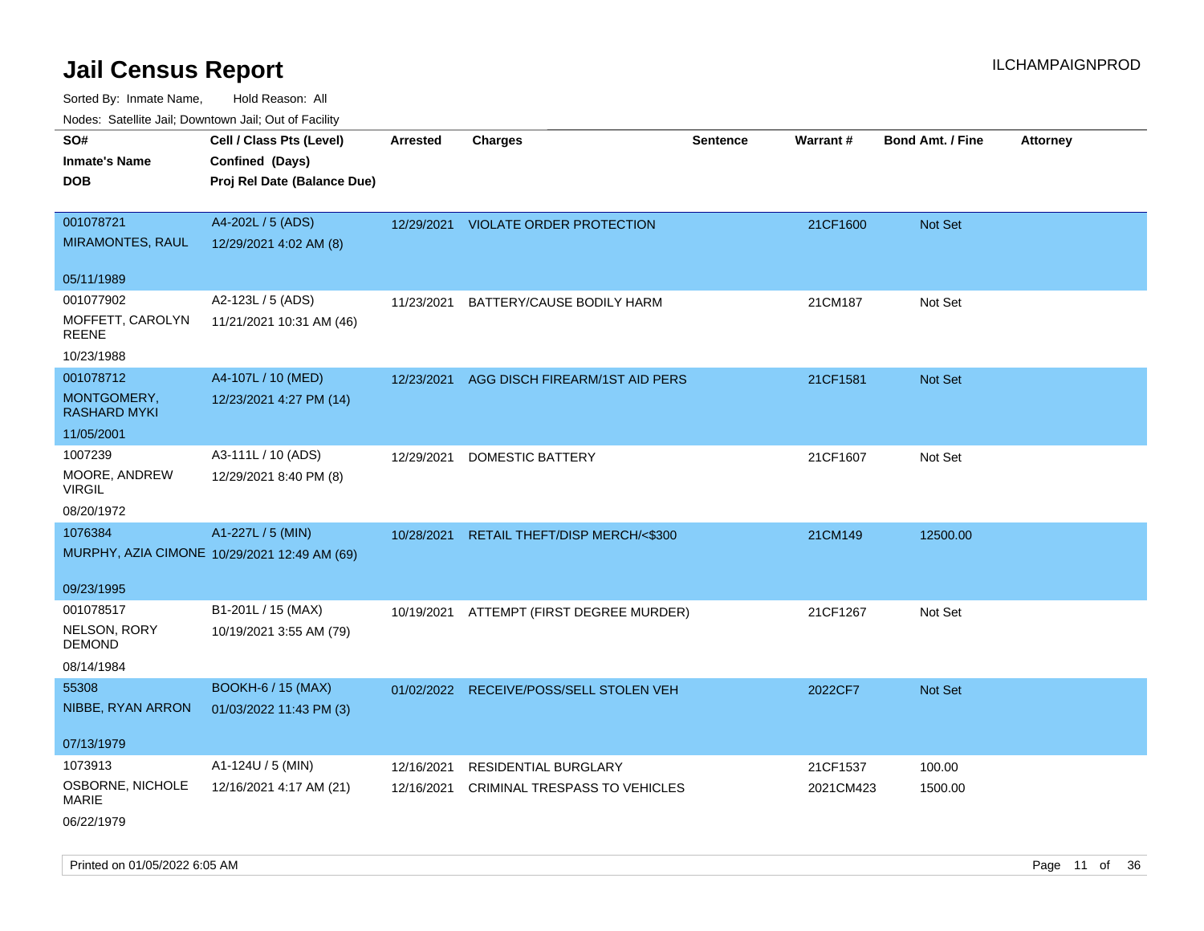# Jail Census Report

ILCHAMPAIGNPROD

Sorted By: Inmate Name, Hold Reason: All

Nodes: Satellite Jail; Downtown Jail; Out of Facility

| SO# / Inmate's Name / DOB | Cell / Class Pts (Level) / Confined (Days) / Proj Rel Date (Balance Due) | Arrested | Charges | Sentence | Warrant # | Bond Amt. / Fine | Attorney |
|---|---|---|---|---|---|---|---|
| 001078721<br>MIRAMONTES, RAUL<br>05/11/1989 | A4-202L / 5 (ADS)<br>12/29/2021 4:02 AM (8) | 12/29/2021 | VIOLATE ORDER PROTECTION | | 21CF1600 | Not Set | |
| 001077902<br>MOFFETT, CAROLYN REENE<br>10/23/1988 | A2-123L / 5 (ADS)<br>11/21/2021 10:31 AM (46) | 11/23/2021 | BATTERY/CAUSE BODILY HARM | | 21CM187 | Not Set | |
| 001078712<br>MONTGOMERY, RASHARD MYKI<br>11/05/2001 | A4-107L / 10 (MED)<br>12/23/2021 4:27 PM (14) | 12/23/2021 | AGG DISCH FIREARM/1ST AID PERS | | 21CF1581 | Not Set | |
| 1007239<br>MOORE, ANDREW VIRGIL<br>08/20/1972 | A3-111L / 10 (ADS)<br>12/29/2021 8:40 PM (8) | 12/29/2021 | DOMESTIC BATTERY | | 21CF1607 | Not Set | |
| 1076384<br>MURPHY, AZIA CIMONE<br>09/23/1995 | A1-227L / 5 (MIN)<br>10/29/2021 12:49 AM (69) | 10/28/2021 | RETAIL THEFT/DISP MERCH/<$300 | | 21CM149 | 12500.00 | |
| 001078517<br>NELSON, RORY DEMOND<br>08/14/1984 | B1-201L / 15 (MAX)<br>10/19/2021 3:55 AM (79) | 10/19/2021 | ATTEMPT (FIRST DEGREE MURDER) | | 21CF1267 | Not Set | |
| 55308<br>NIBBE, RYAN ARRON<br>07/13/1979 | BOOKH-6 / 15 (MAX)<br>01/03/2022 11:43 PM (3) | 01/02/2022 | RECEIVE/POSS/SELL STOLEN VEH | | 2022CF7 | Not Set | |
| 1073913<br>OSBORNE, NICHOLE MARIE<br>06/22/1979 | A1-124U / 5 (MIN)<br>12/16/2021 4:17 AM (21) | 12/16/2021 | RESIDENTIAL BURGLARY | | 21CF1537 | 100.00 | |
| | | 12/16/2021 | CRIMINAL TRESPASS TO VEHICLES | | 2021CM423 | 1500.00 | |

Printed on 01/05/2022 6:05 AM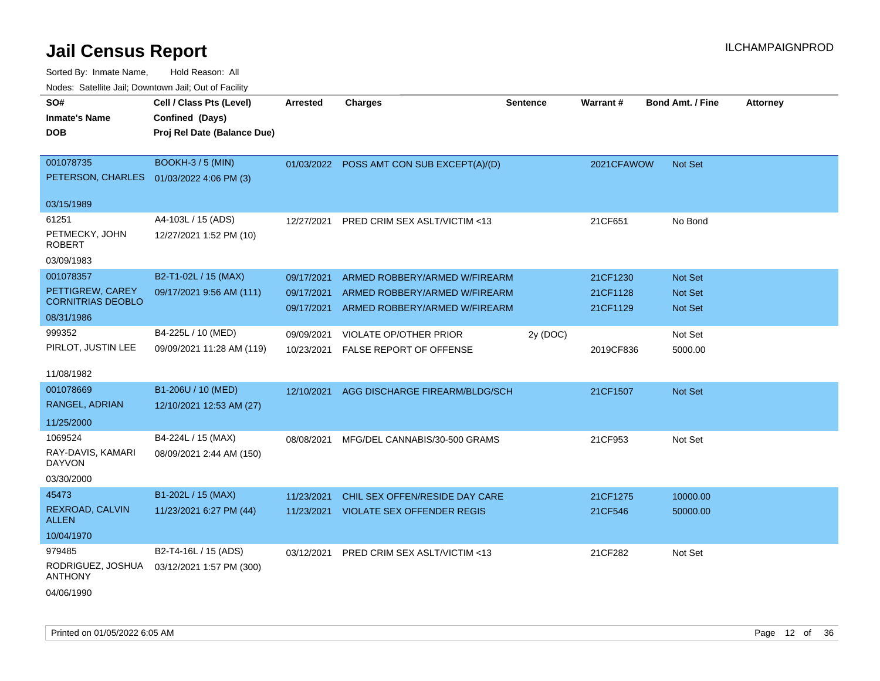# Jail Census Report

ILCHAMPAIGNPROD

Sorted By: Inmate Name, Hold Reason: All

Nodes: Satellite Jail; Downtown Jail; Out of Facility

| SO#<br>Inmate's Name<br>DOB | Cell / Class Pts (Level)<br>Confined (Days)<br>Proj Rel Date (Balance Due) | Arrested | Charges | Sentence | Warrant # | Bond Amt. / Fine | Attorney |
|---|---|---|---|---|---|---|---|
| 001078735<br>PETERSON, CHARLES<br>03/15/1989 | BOOKH-3 / 5 (MIN)<br>01/03/2022 4:06 PM (3) | 01/03/2022 | POSS AMT CON SUB EXCEPT(A)/(D) | | 2021CFAWOW | Not Set | |
| 61251<br>PETMECKY, JOHN ROBERT<br>03/09/1983 | A4-103L / 15 (ADS)<br>12/27/2021 1:52 PM (10) | 12/27/2021 | PRED CRIM SEX ASLT/VICTIM <13 | | 21CF651 | No Bond | |
| 001078357<br>PETTIGREW, CAREY CORNITRIAS DEOBLO<br>08/31/1986 | B2-T1-02L / 15 (MAX)<br>09/17/2021 9:56 AM (111) | 09/17/2021<br>09/17/2021<br>09/17/2021 | ARMED ROBBERY/ARMED W/FIREARM<br>ARMED ROBBERY/ARMED W/FIREARM<br>ARMED ROBBERY/ARMED W/FIREARM | | 21CF1230<br>21CF1128<br>21CF1129 | Not Set<br>Not Set<br>Not Set | |
| 999352<br>PIRLOT, JUSTIN LEE<br>11/08/1982 | B4-225L / 10 (MED)<br>09/09/2021 11:28 AM (119) | 09/09/2021<br>10/23/2021 | VIOLATE OP/OTHER PRIOR<br>FALSE REPORT OF OFFENSE | 2y (DOC) | <br>2019CF836 | Not Set<br>5000.00 | |
| 001078669<br>RANGEL, ADRIAN<br>11/25/2000 | B1-206U / 10 (MED)<br>12/10/2021 12:53 AM (27) | 12/10/2021 | AGG DISCHARGE FIREARM/BLDG/SCH | | 21CF1507 | Not Set | |
| 1069524<br>RAY-DAVIS, KAMARI DAYVON<br>03/30/2000 | B4-224L / 15 (MAX)<br>08/09/2021 2:44 AM (150) | 08/08/2021 | MFG/DEL CANNABIS/30-500 GRAMS | | 21CF953 | Not Set | |
| 45473<br>REXROAD, CALVIN ALLEN<br>10/04/1970 | B1-202L / 15 (MAX)<br>11/23/2021 6:27 PM (44) | 11/23/2021<br>11/23/2021 | CHIL SEX OFFEN/RESIDE DAY CARE<br>VIOLATE SEX OFFENDER REGIS | | 21CF1275<br>21CF546 | 10000.00<br>50000.00 | |
| 979485<br>RODRIGUEZ, JOSHUA ANTHONY<br>04/06/1990 | B2-T4-16L / 15 (ADS)<br>03/12/2021 1:57 PM (300) | 03/12/2021 | PRED CRIM SEX ASLT/VICTIM <13 | | 21CF282 | Not Set | |

Printed on 01/05/2022 6:05 AM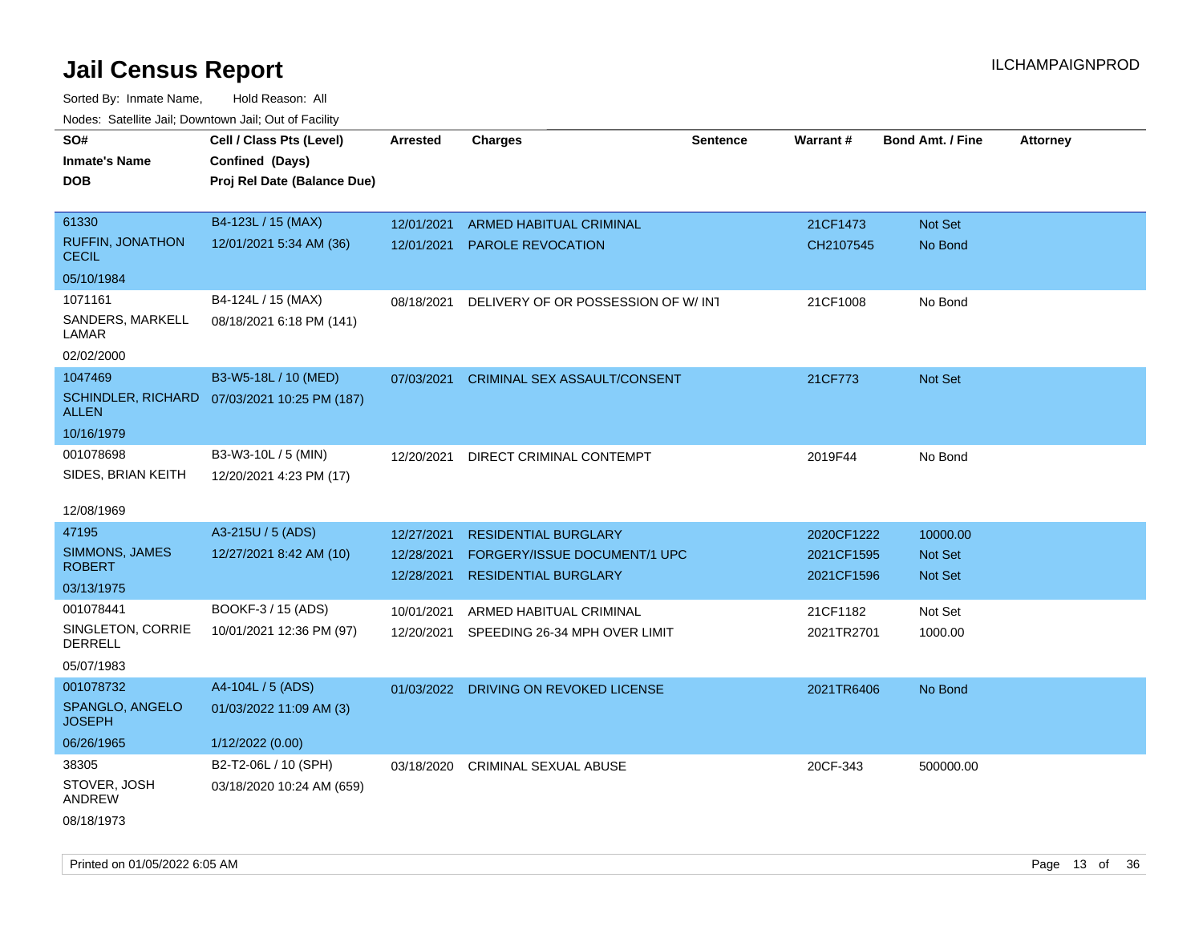# Jail Census Report

Sorted By: Inmate Name, Hold Reason: All

Nodes: Satellite Jail; Downtown Jail; Out of Facility

| SO# / Inmate's Name / DOB | Cell / Class Pts (Level) / Confined (Days) / Proj Rel Date (Balance Due) | Arrested | Charges | Sentence | Warrant # | Bond Amt. / Fine | Attorney |
|---|---|---|---|---|---|---|---|
| 61330<br>RUFFIN, JONATHON CECIL<br>05/10/1984 | B4-123L / 15 (MAX)<br>12/01/2021 5:34 AM (36) | 12/01/2021<br>12/01/2021 | ARMED HABITUAL CRIMINAL<br>PAROLE REVOCATION | | 21CF1473<br>CH2107545 | Not Set<br>No Bond | |
| 1071161<br>SANDERS, MARKELL LAMAR<br>02/02/2000 | B4-124L / 15 (MAX)<br>08/18/2021 6:18 PM (141) | 08/18/2021 | DELIVERY OF OR POSSESSION OF W/ INT | | 21CF1008 | No Bond | |
| 1047469<br>SCHINDLER, RICHARD ALLEN<br>10/16/1979 | B3-W5-18L / 10 (MED)<br>07/03/2021 10:25 PM (187) | 07/03/2021 | CRIMINAL SEX ASSAULT/CONSENT | | 21CF773 | Not Set | |
| 001078698<br>SIDES, BRIAN KEITH<br>12/08/1969 | B3-W3-10L / 5 (MIN)<br>12/20/2021 4:23 PM (17) | 12/20/2021 | DIRECT CRIMINAL CONTEMPT | | 2019F44 | No Bond | |
| 47195<br>SIMMONS, JAMES ROBERT<br>03/13/1975 | A3-215U / 5 (ADS)<br>12/27/2021 8:42 AM (10) | 12/27/2021<br>12/28/2021<br>12/28/2021 | RESIDENTIAL BURGLARY<br>FORGERY/ISSUE DOCUMENT/1 UPC<br>RESIDENTIAL BURGLARY | | 2020CF1222<br>2021CF1595<br>2021CF1596 | 10000.00<br>Not Set<br>Not Set | |
| 001078441<br>SINGLETON, CORRIE DERRELL<br>05/07/1983 | BOOKF-3 / 15 (ADS)<br>10/01/2021 12:36 PM (97) | 10/01/2021<br>12/20/2021 | ARMED HABITUAL CRIMINAL<br>SPEEDING 26-34 MPH OVER LIMIT | | 21CF1182<br>2021TR2701 | Not Set<br>1000.00 | |
| 001078732<br>SPANGLO, ANGELO JOSEPH<br>06/26/1965 | A4-104L / 5 (ADS)<br>01/03/2022 11:09 AM (3)<br>1/12/2022 (0.00) | 01/03/2022 | DRIVING ON REVOKED LICENSE | | 2021TR6406 | No Bond | |
| 38305<br>STOVER, JOSH ANDREW<br>08/18/1973 | B2-T2-06L / 10 (SPH)<br>03/18/2020 10:24 AM (659) | 03/18/2020 | CRIMINAL SEXUAL ABUSE | | 20CF-343 | 500000.00 | |

Printed on 01/05/2022 6:05 AM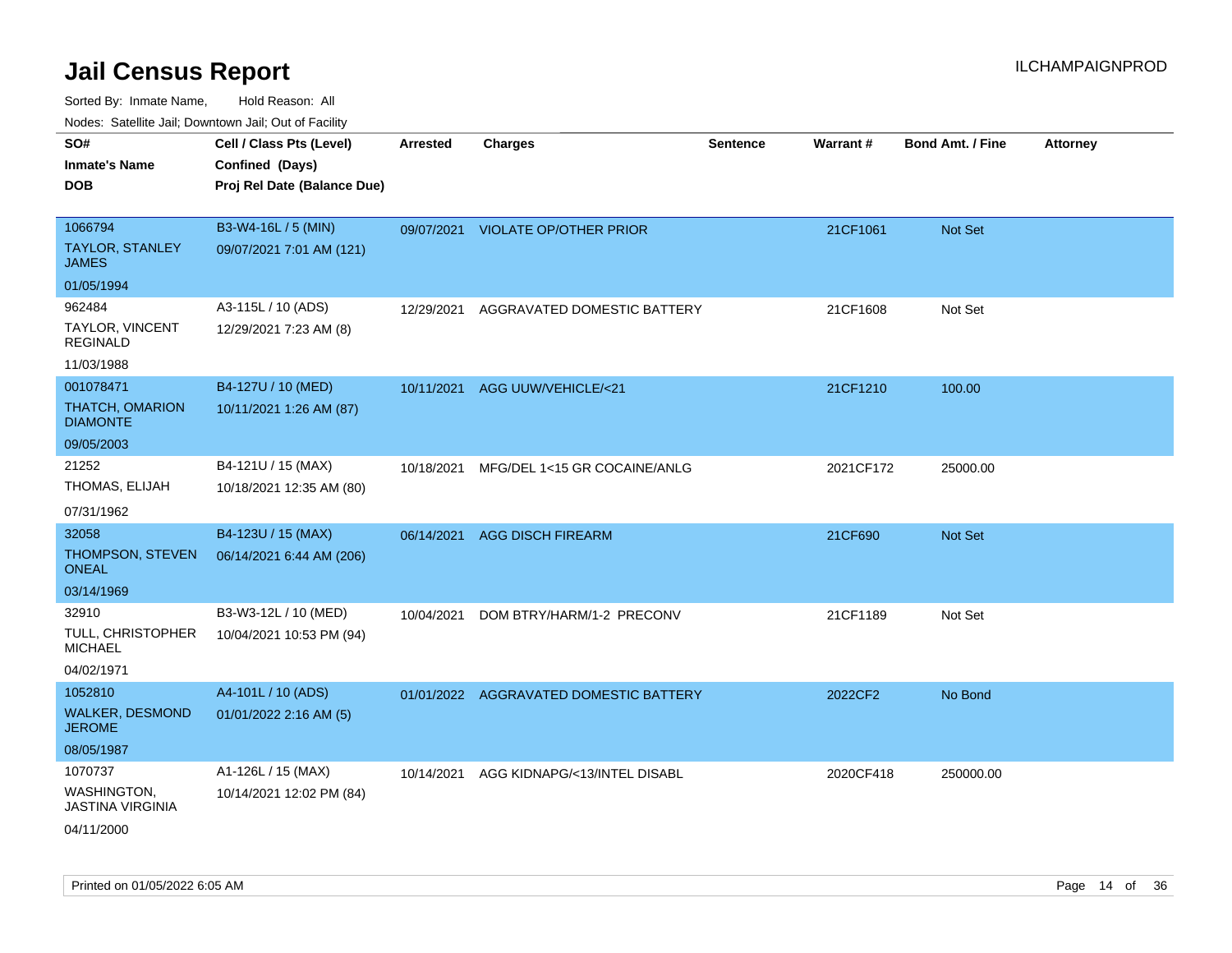# Jail Census Report

ILCHAMPAIGNPROD

Sorted By: Inmate Name, Hold Reason: All

Nodes: Satellite Jail; Downtown Jail; Out of Facility

| SO# / Inmate's Name / DOB | Cell / Class Pts (Level) / Confined (Days) / Proj Rel Date (Balance Due) | Arrested | Charges | Sentence | Warrant # | Bond Amt. / Fine | Attorney |
|---|---|---|---|---|---|---|---|
| 1066794<br>TAYLOR, STANLEY JAMES<br>01/05/1994 | B3-W4-16L / 5 (MIN)<br>09/07/2021 7:01 AM (121) | 09/07/2021 | VIOLATE OP/OTHER PRIOR | | 21CF1061 | Not Set | |
| 962484<br>TAYLOR, VINCENT REGINALD<br>11/03/1988 | A3-115L / 10 (ADS)<br>12/29/2021 7:23 AM (8) | 12/29/2021 | AGGRAVATED DOMESTIC BATTERY | | 21CF1608 | Not Set | |
| 001078471<br>THATCH, OMARION DIAMONTE<br>09/05/2003 | B4-127U / 10 (MED)<br>10/11/2021 1:26 AM (87) | 10/11/2021 | AGG UUW/VEHICLE/<21 | | 21CF1210 | 100.00 | |
| 21252<br>THOMAS, ELIJAH<br>07/31/1962 | B4-121U / 15 (MAX)<br>10/18/2021 12:35 AM (80) | 10/18/2021 | MFG/DEL 1<15 GR COCAINE/ANLG | | 2021CF172 | 25000.00 | |
| 32058<br>THOMPSON, STEVEN ONEAL<br>03/14/1969 | B4-123U / 15 (MAX)<br>06/14/2021 6:44 AM (206) | 06/14/2021 | AGG DISCH FIREARM | | 21CF690 | Not Set | |
| 32910<br>TULL, CHRISTOPHER MICHAEL<br>04/02/1971 | B3-W3-12L / 10 (MED)<br>10/04/2021 10:53 PM (94) | 10/04/2021 | DOM BTRY/HARM/1-2 PRECONV | | 21CF1189 | Not Set | |
| 1052810<br>WALKER, DESMOND JEROME<br>08/05/1987 | A4-101L / 10 (ADS)<br>01/01/2022 2:16 AM (5) | 01/01/2022 | AGGRAVATED DOMESTIC BATTERY | | 2022CF2 | No Bond | |
| 1070737<br>WASHINGTON, JASTINA VIRGINIA<br>04/11/2000 | A1-126L / 15 (MAX)<br>10/14/2021 12:02 PM (84) | 10/14/2021 | AGG KIDNAPG/<13/INTEL DISABL | | 2020CF418 | 250000.00 | |

Printed on 01/05/2022 6:05 AM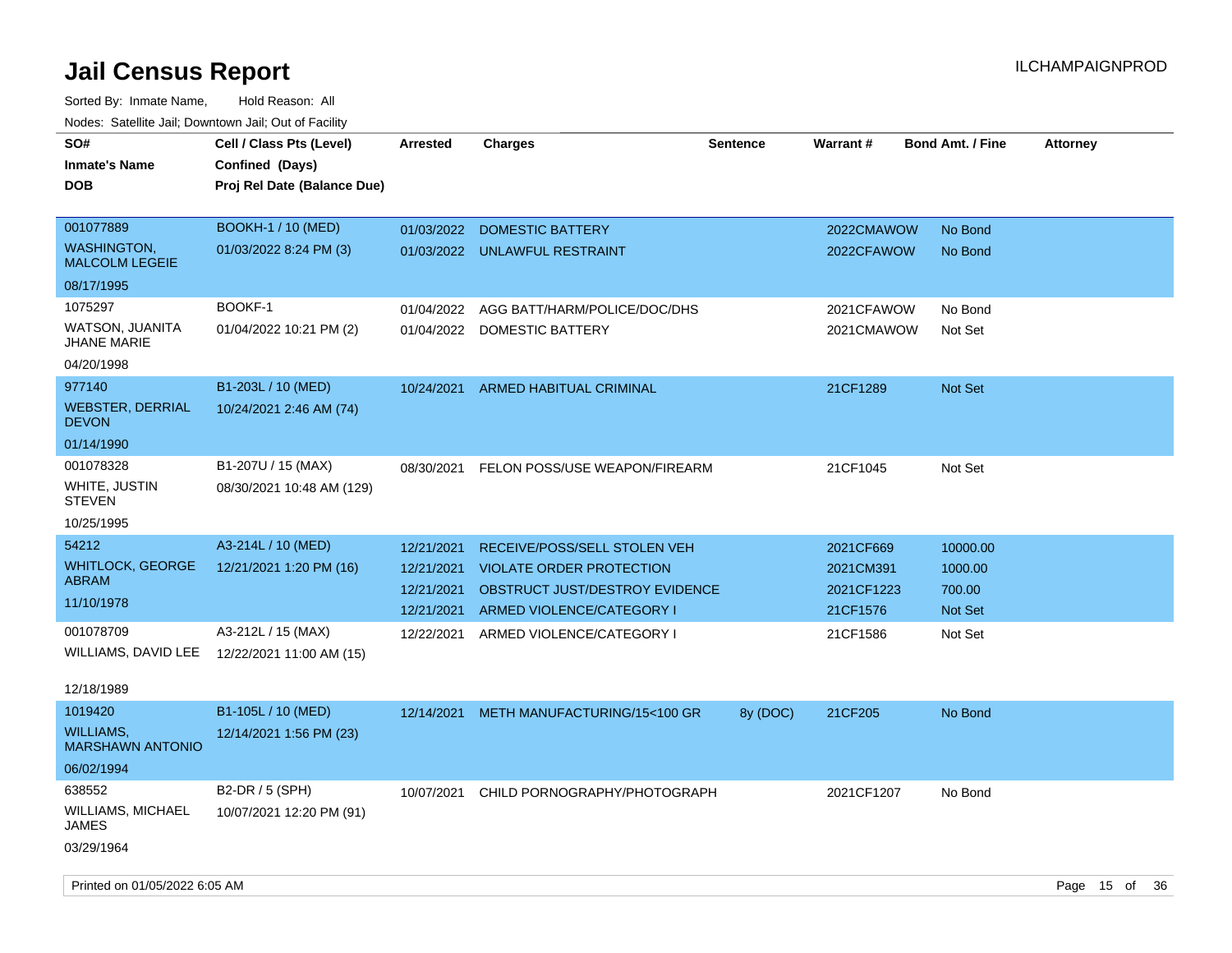# Jail Census Report

ILCHAMPAIGNPROD

Sorted By: Inmate Name, Hold Reason: All

Nodes: Satellite Jail; Downtown Jail; Out of Facility

| SO# / Inmate's Name / DOB | Cell / Class Pts (Level) / Confined (Days) / Proj Rel Date (Balance Due) | Arrested | Charges | Sentence | Warrant # | Bond Amt. / Fine | Attorney |
|---|---|---|---|---|---|---|---|
| 001077889 WASHINGTON, MALCOLM LEGEIE 08/17/1995 | BOOKH-1 / 10 (MED) 01/03/2022 8:24 PM (3) | 01/03/2022 | DOMESTIC BATTERY | | 2022CMAWOW | No Bond | |
| | | 01/03/2022 | UNLAWFUL RESTRAINT | | 2022CFAWOW | No Bond | |
| 1075297 WATSON, JUANITA JHANE MARIE 04/20/1998 | BOOKF-1 01/04/2022 10:21 PM (2) | 01/04/2022 | AGG BATT/HARM/POLICE/DOC/DHS | | 2021CFAWOW | No Bond | |
| | | 01/04/2022 | DOMESTIC BATTERY | | 2021CMAWOW | Not Set | |
| 977140 WEBSTER, DERRIAL DEVON 01/14/1990 | B1-203L / 10 (MED) 10/24/2021 2:46 AM (74) | 10/24/2021 | ARMED HABITUAL CRIMINAL | | 21CF1289 | Not Set | |
| 001078328 WHITE, JUSTIN STEVEN 10/25/1995 | B1-207U / 15 (MAX) 08/30/2021 10:48 AM (129) | 08/30/2021 | FELON POSS/USE WEAPON/FIREARM | | 21CF1045 | Not Set | |
| 54212 WHITLOCK, GEORGE ABRAM 11/10/1978 | A3-214L / 10 (MED) 12/21/2021 1:20 PM (16) | 12/21/2021 | RECEIVE/POSS/SELL STOLEN VEH | | 2021CF669 | 10000.00 | |
| | | 12/21/2021 | VIOLATE ORDER PROTECTION | | 2021CM391 | 1000.00 | |
| | | 12/21/2021 | OBSTRUCT JUST/DESTROY EVIDENCE | | 2021CF1223 | 700.00 | |
| | | 12/21/2021 | ARMED VIOLENCE/CATEGORY I | | 21CF1576 | Not Set | |
| 001078709 WILLIAMS, DAVID LEE 12/18/1989 | A3-212L / 15 (MAX) 12/22/2021 11:00 AM (15) | 12/22/2021 | ARMED VIOLENCE/CATEGORY I | | 21CF1586 | Not Set | |
| 1019420 WILLIAMS, MARSHAWN ANTONIO 06/02/1994 | B1-105L / 10 (MED) 12/14/2021 1:56 PM (23) | 12/14/2021 | METH MANUFACTURING/15<100 GR | 8y (DOC) | 21CF205 | No Bond | |
| 638552 WILLIAMS, MICHAEL JAMES 03/29/1964 | B2-DR / 5 (SPH) 10/07/2021 12:20 PM (91) | 10/07/2021 | CHILD PORNOGRAPHY/PHOTOGRAPH | | 2021CF1207 | No Bond | |

Printed on 01/05/2022 6:05 AM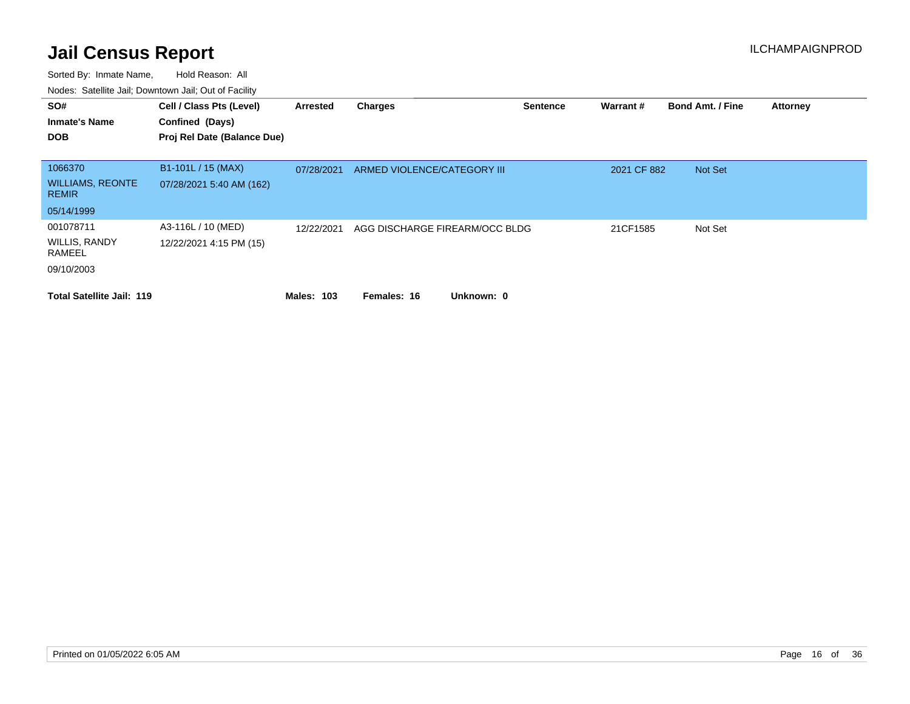# Jail Census Report

ILCHAMPAIGNPROD

Sorted By: Inmate Name, Hold Reason: All

Nodes: Satellite Jail; Downtown Jail; Out of Facility

| SO# / Inmate's Name / DOB | Cell / Class Pts (Level) / Confined (Days) / Proj Rel Date (Balance Due) | Arrested | Charges | Sentence | Warrant # | Bond Amt. / Fine | Attorney |
|---|---|---|---|---|---|---|---|
| 1066370<br>WILLIAMS, REONTE REMIR<br>05/14/1999 | B1-101L / 15 (MAX)<br>07/28/2021 5:40 AM (162) | 07/28/2021 | ARMED VIOLENCE/CATEGORY III | | 2021 CF 882 | Not Set | |
| 001078711<br>WILLIS, RANDY RAMEEL<br>09/10/2003 | A3-116L / 10 (MED)<br>12/22/2021 4:15 PM (15) | 12/22/2021 | AGG DISCHARGE FIREARM/OCC BLDG | | 21CF1585 | Not Set | |

**Total Satellite Jail: 119** **Males: 103** **Females: 16** **Unknown: 0**

Printed on 01/05/2022 6:05 AM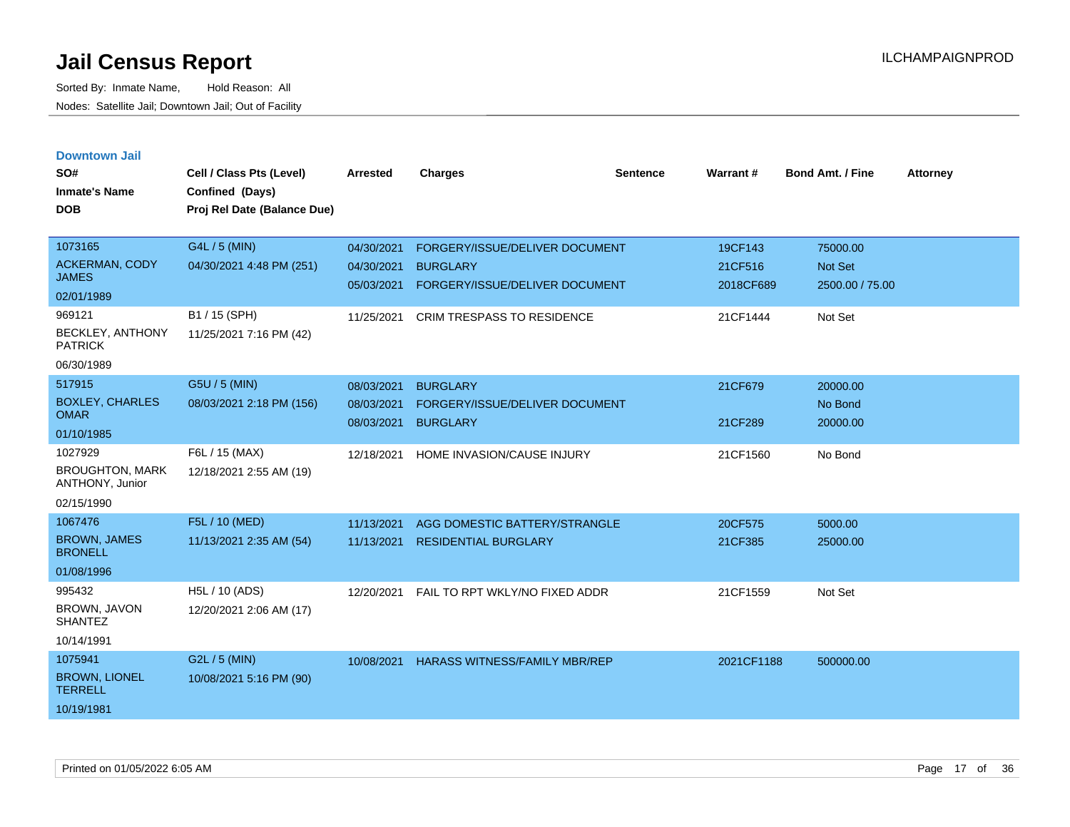# Jail Census Report

ILCHAMPAIGNPROD

Sorted By: Inmate Name, Hold Reason: All

Nodes: Satellite Jail; Downtown Jail; Out of Facility

## Downtown Jail

| SO# / Inmate's Name / DOB | Cell / Class Pts (Level) / Confined (Days) / Proj Rel Date (Balance Due) | Arrested | Charges | Sentence | Warrant # | Bond Amt. / Fine | Attorney |
|---|---|---|---|---|---|---|---|
| 1073165 ACKERMAN, CODY JAMES 02/01/1989 | G4L / 5 (MIN) 04/30/2021 4:48 PM (251) | 04/30/2021 | FORGERY/ISSUE/DELIVER DOCUMENT | | 19CF143 | 75000.00 | |
| | | 04/30/2021 | BURGLARY | | 21CF516 | Not Set | |
| | | 05/03/2021 | FORGERY/ISSUE/DELIVER DOCUMENT | | 2018CF689 | 2500.00 / 75.00 | |
| 969121 BECKLEY, ANTHONY PATRICK 06/30/1989 | B1 / 15 (SPH) 11/25/2021 7:16 PM (42) | 11/25/2021 | CRIM TRESPASS TO RESIDENCE | | 21CF1444 | Not Set | |
| 517915 BOXLEY, CHARLES OMAR 01/10/1985 | G5U / 5 (MIN) 08/03/2021 2:18 PM (156) | 08/03/2021 | BURGLARY | | 21CF679 | 20000.00 | |
| | | 08/03/2021 | FORGERY/ISSUE/DELIVER DOCUMENT | | | No Bond | |
| | | 08/03/2021 | BURGLARY | | 21CF289 | 20000.00 | |
| 1027929 BROUGHTON, MARK ANTHONY, Junior 02/15/1990 | F6L / 15 (MAX) 12/18/2021 2:55 AM (19) | 12/18/2021 | HOME INVASION/CAUSE INJURY | | 21CF1560 | No Bond | |
| 1067476 BROWN, JAMES BRONELL 01/08/1996 | F5L / 10 (MED) 11/13/2021 2:35 AM (54) | 11/13/2021 | AGG DOMESTIC BATTERY/STRANGLE | | 20CF575 | 5000.00 | |
| | | 11/13/2021 | RESIDENTIAL BURGLARY | | 21CF385 | 25000.00 | |
| 995432 BROWN, JAVON SHANTEZ 10/14/1991 | H5L / 10 (ADS) 12/20/2021 2:06 AM (17) | 12/20/2021 | FAIL TO RPT WKLY/NO FIXED ADDR | | 21CF1559 | Not Set | |
| 1075941 BROWN, LIONEL TERRELL 10/19/1981 | G2L / 5 (MIN) 10/08/2021 5:16 PM (90) | 10/08/2021 | HARASS WITNESS/FAMILY MBR/REP | | 2021CF1188 | 500000.00 | |

Printed on 01/05/2022 6:05 AM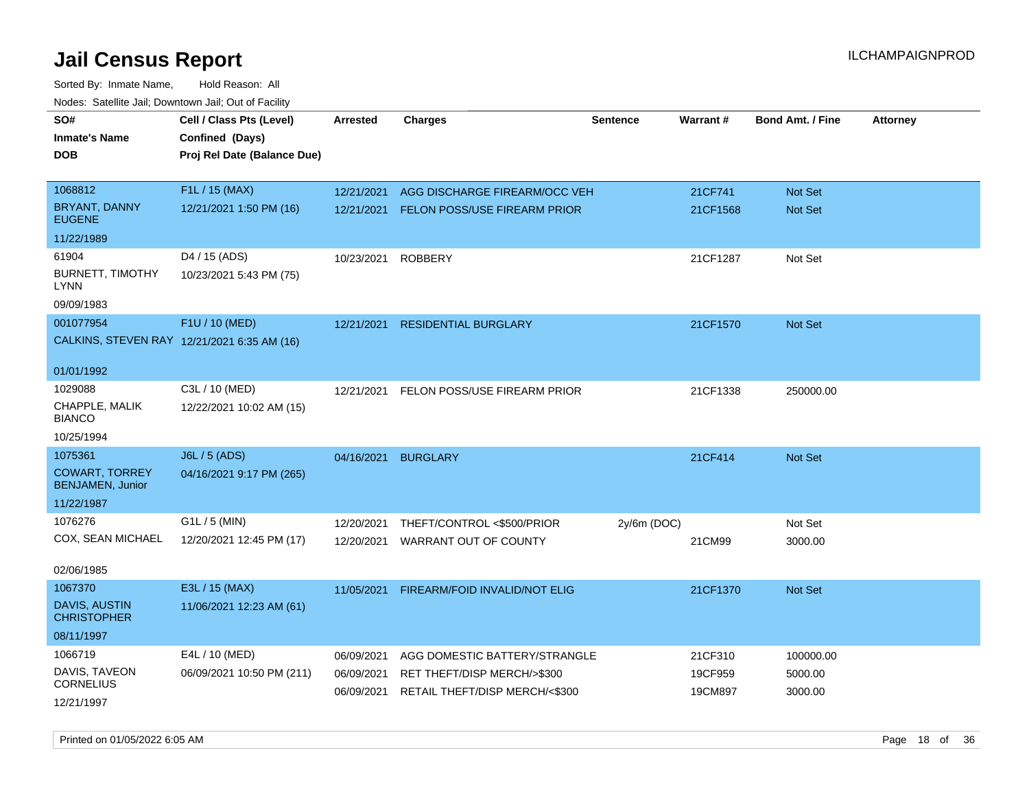# Jail Census Report

ILCHAMPAIGNPROD

Sorted By: Inmate Name, Hold Reason: All

Nodes: Satellite Jail; Downtown Jail; Out of Facility

| SO# / Inmate's Name / DOB | Cell / Class Pts (Level) / Confined (Days) / Proj Rel Date (Balance Due) | Arrested | Charges | Sentence | Warrant # | Bond Amt. / Fine | Attorney |
|---|---|---|---|---|---|---|---|
| 1068812<br>BRYANT, DANNY EUGENE<br>11/22/1989 | F1L / 15 (MAX)<br>12/21/2021 1:50 PM (16) | 12/21/2021 | AGG DISCHARGE FIREARM/OCC VEH | | 21CF741 | Not Set | |
| | | 12/21/2021 | FELON POSS/USE FIREARM PRIOR | | 21CF1568 | Not Set | |
| 61904<br>BURNETT, TIMOTHY LYNN<br>09/09/1983 | D4 / 15 (ADS)<br>10/23/2021 5:43 PM (75) | 10/23/2021 | ROBBERY | | 21CF1287 | Not Set | |
| 001077954<br>CALKINS, STEVEN RAY<br>01/01/1992 | F1U / 10 (MED)<br>12/21/2021 6:35 AM (16) | 12/21/2021 | RESIDENTIAL BURGLARY | | 21CF1570 | Not Set | |
| 1029088<br>CHAPPLE, MALIK BIANCO<br>10/25/1994 | C3L / 10 (MED)<br>12/22/2021 10:02 AM (15) | 12/21/2021 | FELON POSS/USE FIREARM PRIOR | | 21CF1338 | 250000.00 | |
| 1075361<br>COWART, TORREY BENJAMEN, Junior<br>11/22/1987 | J6L / 5 (ADS)<br>04/16/2021 9:17 PM (265) | 04/16/2021 | BURGLARY | | 21CF414 | Not Set | |
| 1076276<br>COX, SEAN MICHAEL<br>02/06/1985 | G1L / 5 (MIN)<br>12/20/2021 12:45 PM (17) | 12/20/2021 | THEFT/CONTROL <$500/PRIOR | 2y/6m (DOC) | | Not Set | |
| | | 12/20/2021 | WARRANT OUT OF COUNTY | | 21CM99 | 3000.00 | |
| 1067370<br>DAVIS, AUSTIN CHRISTOPHER<br>08/11/1997 | E3L / 15 (MAX)<br>11/06/2021 12:23 AM (61) | 11/05/2021 | FIREARM/FOID INVALID/NOT ELIG | | 21CF1370 | Not Set | |
| 1066719<br>DAVIS, TAVEON CORNELIUS<br>12/21/1997 | E4L / 10 (MED)<br>06/09/2021 10:50 PM (211) | 06/09/2021 | AGG DOMESTIC BATTERY/STRANGLE | | 21CF310 | 100000.00 | |
| | | 06/09/2021 | RET THEFT/DISP MERCH/>$300 | | 19CF959 | 5000.00 | |
| | | 06/09/2021 | RETAIL THEFT/DISP MERCH/<$300 | | 19CM897 | 3000.00 | |

Printed on 01/05/2022 6:05 AM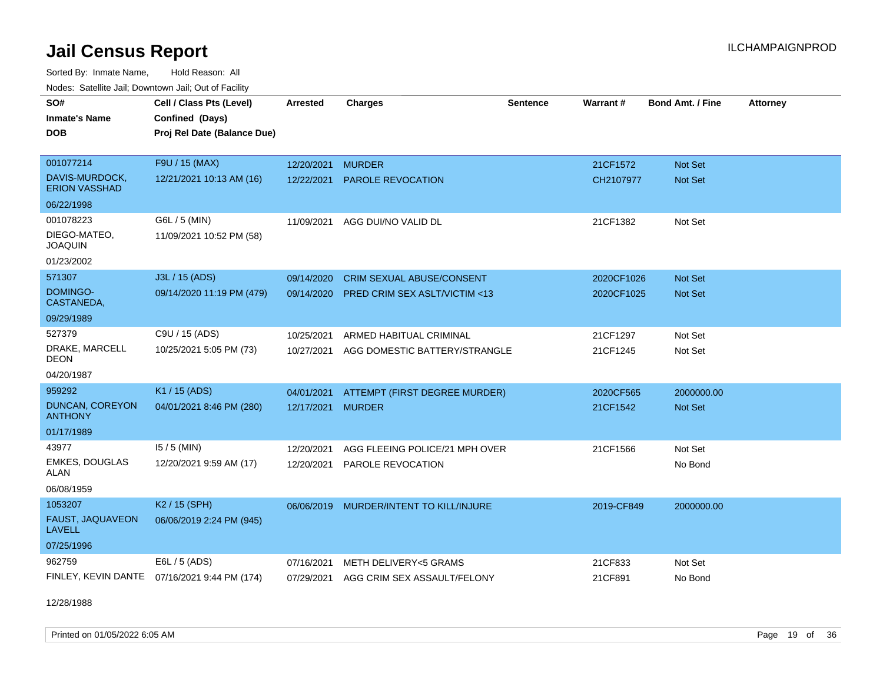# Jail Census Report

ILCHAMPAIGNPROD

Sorted By: Inmate Name, Hold Reason: All

Nodes: Satellite Jail; Downtown Jail; Out of Facility

| SO# / Inmate's Name / DOB | Cell / Class Pts (Level) / Confined (Days) / Proj Rel Date (Balance Due) | Arrested | Charges | Sentence | Warrant # | Bond Amt. / Fine | Attorney |
|---|---|---|---|---|---|---|---|
| 001077214 DAVIS-MURDOCK, ERION VASSHAD 06/22/1998 | F9U / 15 (MAX) 12/21/2021 10:13 AM (16) | 12/20/2021 | MURDER | | 21CF1572 | Not Set | |
| | | 12/22/2021 | PAROLE REVOCATION | | CH2107977 | Not Set | |
| 001078223 DIEGO-MATEO, JOAQUIN 01/23/2002 | G6L / 5 (MIN) 11/09/2021 10:52 PM (58) | 11/09/2021 | AGG DUI/NO VALID DL | | 21CF1382 | Not Set | |
| 571307 DOMINGO-CASTANEDA, 09/29/1989 | J3L / 15 (ADS) 09/14/2020 11:19 PM (479) | 09/14/2020 | CRIM SEXUAL ABUSE/CONSENT | | 2020CF1026 | Not Set | |
| | | 09/14/2020 | PRED CRIM SEX ASLT/VICTIM <13 | | 2020CF1025 | Not Set | |
| 527379 DRAKE, MARCELL DEON 04/20/1987 | C9U / 15 (ADS) 10/25/2021 5:05 PM (73) | 10/25/2021 | ARMED HABITUAL CRIMINAL | | 21CF1297 | Not Set | |
| | | 10/27/2021 | AGG DOMESTIC BATTERY/STRANGLE | | 21CF1245 | Not Set | |
| 959292 DUNCAN, COREYON ANTHONY 01/17/1989 | K1 / 15 (ADS) 04/01/2021 8:46 PM (280) | 04/01/2021 | ATTEMPT (FIRST DEGREE MURDER) | | 2020CF565 | 2000000.00 | |
| | | 12/17/2021 | MURDER | | 21CF1542 | Not Set | |
| 43977 EMKES, DOUGLAS ALAN 06/08/1959 | I5 / 5 (MIN) 12/20/2021 9:59 AM (17) | 12/20/2021 | AGG FLEEING POLICE/21 MPH OVER | | 21CF1566 | Not Set | |
| | | 12/20/2021 | PAROLE REVOCATION | | | No Bond | |
| 1053207 FAUST, JAQUAVEON LAVELL 07/25/1996 | K2 / 15 (SPH) 06/06/2019 2:24 PM (945) | 06/06/2019 | MURDER/INTENT TO KILL/INJURE | | 2019-CF849 | 2000000.00 | |
| 962759 FINLEY, KEVIN DANTE 12/28/1988 | E6L / 5 (ADS) 07/16/2021 9:44 PM (174) | 07/16/2021 | METH DELIVERY<5 GRAMS | | 21CF833 | Not Set | |
| | | 07/29/2021 | AGG CRIM SEX ASSAULT/FELONY | | 21CF891 | No Bond | |

Printed on 01/05/2022 6:05 AM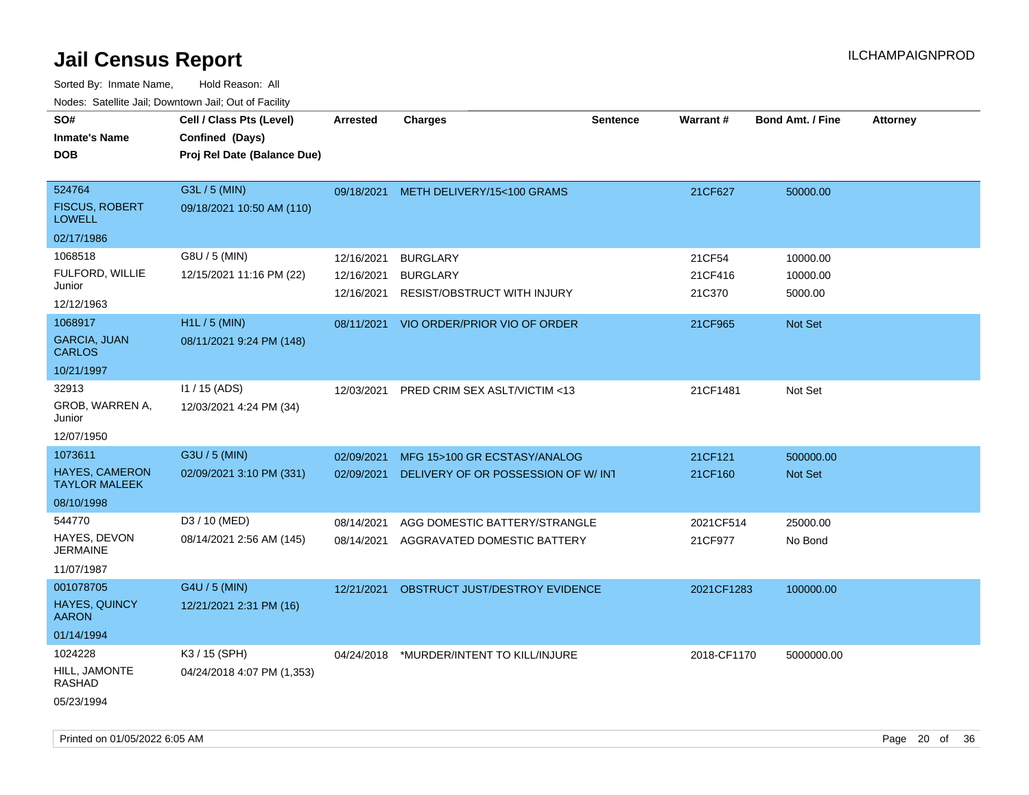# Jail Census Report

Sorted By: Inmate Name, Hold Reason: All

Nodes: Satellite Jail; Downtown Jail; Out of Facility

| SO# / Inmate's Name / DOB | Cell / Class Pts (Level) / Confined (Days) / Proj Rel Date (Balance Due) | Arrested | Charges | Sentence | Warrant # | Bond Amt. / Fine | Attorney |
|---|---|---|---|---|---|---|---|
| 524764 FISCUS, ROBERT LOWELL 02/17/1986 | G3L / 5 (MIN) 09/18/2021 10:50 AM (110) | 09/18/2021 | METH DELIVERY/15<100 GRAMS | | 21CF627 | 50000.00 | |
| 1068518 FULFORD, WILLIE Junior 12/12/1963 | G8U / 5 (MIN) 12/15/2021 11:16 PM (22) | 12/16/2021 | BURGLARY | | 21CF54 | 10000.00 | |
| | | 12/16/2021 | BURGLARY | | 21CF416 | 10000.00 | |
| | | 12/16/2021 | RESIST/OBSTRUCT WITH INJURY | | 21C370 | 5000.00 | |
| 1068917 GARCIA, JUAN CARLOS 10/21/1997 | H1L / 5 (MIN) 08/11/2021 9:24 PM (148) | 08/11/2021 | VIO ORDER/PRIOR VIO OF ORDER | | 21CF965 | Not Set | |
| 32913 GROB, WARREN A, Junior 12/07/1950 | I1 / 15 (ADS) 12/03/2021 4:24 PM (34) | 12/03/2021 | PRED CRIM SEX ASLT/VICTIM <13 | | 21CF1481 | Not Set | |
| 1073611 HAYES, CAMERON TAYLOR MALEEK 08/10/1998 | G3U / 5 (MIN) 02/09/2021 3:10 PM (331) | 02/09/2021 | MFG 15>100 GR ECSTASY/ANALOG | | 21CF121 | 500000.00 | |
| | | 02/09/2021 | DELIVERY OF OR POSSESSION OF W/ INT | | 21CF160 | Not Set | |
| 544770 HAYES, DEVON JERMAINE 11/07/1987 | D3 / 10 (MED) 08/14/2021 2:56 AM (145) | 08/14/2021 | AGG DOMESTIC BATTERY/STRANGLE | | 2021CF514 | 25000.00 | |
| | | 08/14/2021 | AGGRAVATED DOMESTIC BATTERY | | 21CF977 | No Bond | |
| 001078705 HAYES, QUINCY AARON 01/14/1994 | G4U / 5 (MIN) 12/21/2021 2:31 PM (16) | 12/21/2021 | OBSTRUCT JUST/DESTROY EVIDENCE | | 2021CF1283 | 100000.00 | |
| 1024228 HILL, JAMONTE RASHAD 05/23/1994 | K3 / 15 (SPH) 04/24/2018 4:07 PM (1,353) | 04/24/2018 | *MURDER/INTENT TO KILL/INJURE | | 2018-CF1170 | 5000000.00 | |

Printed on 01/05/2022 6:05 AM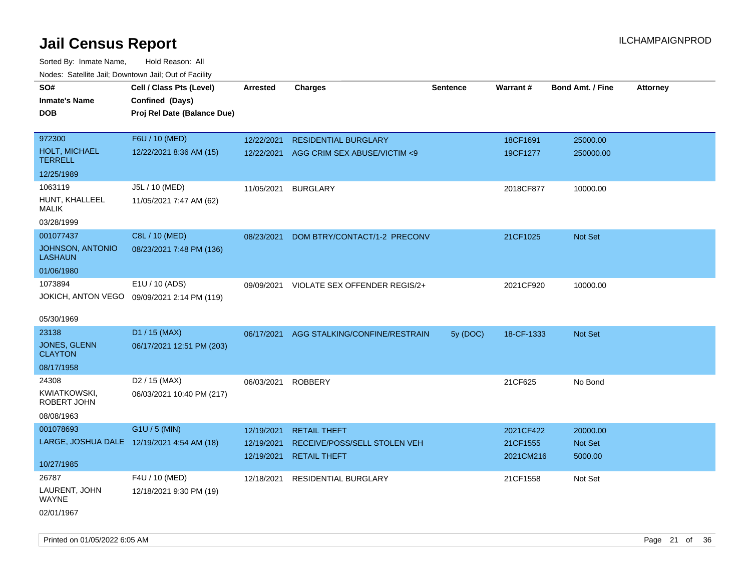# Jail Census Report

ILCHAMPAIGNPROD

Sorted By: Inmate Name, Hold Reason: All

Nodes: Satellite Jail; Downtown Jail; Out of Facility

| SO# / Inmate's Name / DOB | Cell / Class Pts (Level) / Confined (Days) / Proj Rel Date (Balance Due) | Arrested | Charges | Sentence | Warrant # | Bond Amt. / Fine | Attorney |
|---|---|---|---|---|---|---|---|
| 972300<br>HOLT, MICHAEL TERRELL<br>12/25/1989 | F6U / 10 (MED)<br>12/22/2021 8:36 AM (15) | 12/22/2021<br>12/22/2021 | RESIDENTIAL BURGLARY<br>AGG CRIM SEX ABUSE/VICTIM <9 | | 18CF1691<br>19CF1277 | 25000.00<br>250000.00 | |
| 1063119<br>HUNT, KHALLEEL MALIK<br>03/28/1999 | J5L / 10 (MED)<br>11/05/2021 7:47 AM (62) | 11/05/2021 | BURGLARY | | 2018CF877 | 10000.00 | |
| 001077437<br>JOHNSON, ANTONIO LASHAUN<br>01/06/1980 | C8L / 10 (MED)<br>08/23/2021 7:48 PM (136) | 08/23/2021 | DOM BTRY/CONTACT/1-2 PRECONV | | 21CF1025 | Not Set | |
| 1073894<br>JOKICH, ANTON VEGO<br>05/30/1969 | E1U / 10 (ADS)<br>09/09/2021 2:14 PM (119) | 09/09/2021 | VIOLATE SEX OFFENDER REGIS/2+ | | 2021CF920 | 10000.00 | |
| 23138<br>JONES, GLENN CLAYTON<br>08/17/1958 | D1 / 15 (MAX)<br>06/17/2021 12:51 PM (203) | 06/17/2021 | AGG STALKING/CONFINE/RESTRAIN | 5y (DOC) | 18-CF-1333 | Not Set | |
| 24308<br>KWIATKOWSKI, ROBERT JOHN<br>08/08/1963 | D2 / 15 (MAX)<br>06/03/2021 10:40 PM (217) | 06/03/2021 | ROBBERY | | 21CF625 | No Bond | |
| 001078693<br>LARGE, JOSHUA DALE<br>10/27/1985 | G1U / 5 (MIN)<br>12/19/2021 4:54 AM (18) | 12/19/2021<br>12/19/2021<br>12/19/2021 | RETAIL THEFT<br>RECEIVE/POSS/SELL STOLEN VEH<br>RETAIL THEFT | | 2021CF422<br>21CF1555<br>2021CM216 | 20000.00<br>Not Set<br>5000.00 | |
| 26787<br>LAURENT, JOHN WAYNE<br>02/01/1967 | F4U / 10 (MED)<br>12/18/2021 9:30 PM (19) | 12/18/2021 | RESIDENTIAL BURGLARY | | 21CF1558 | Not Set | |

Printed on 01/05/2022 6:05 AM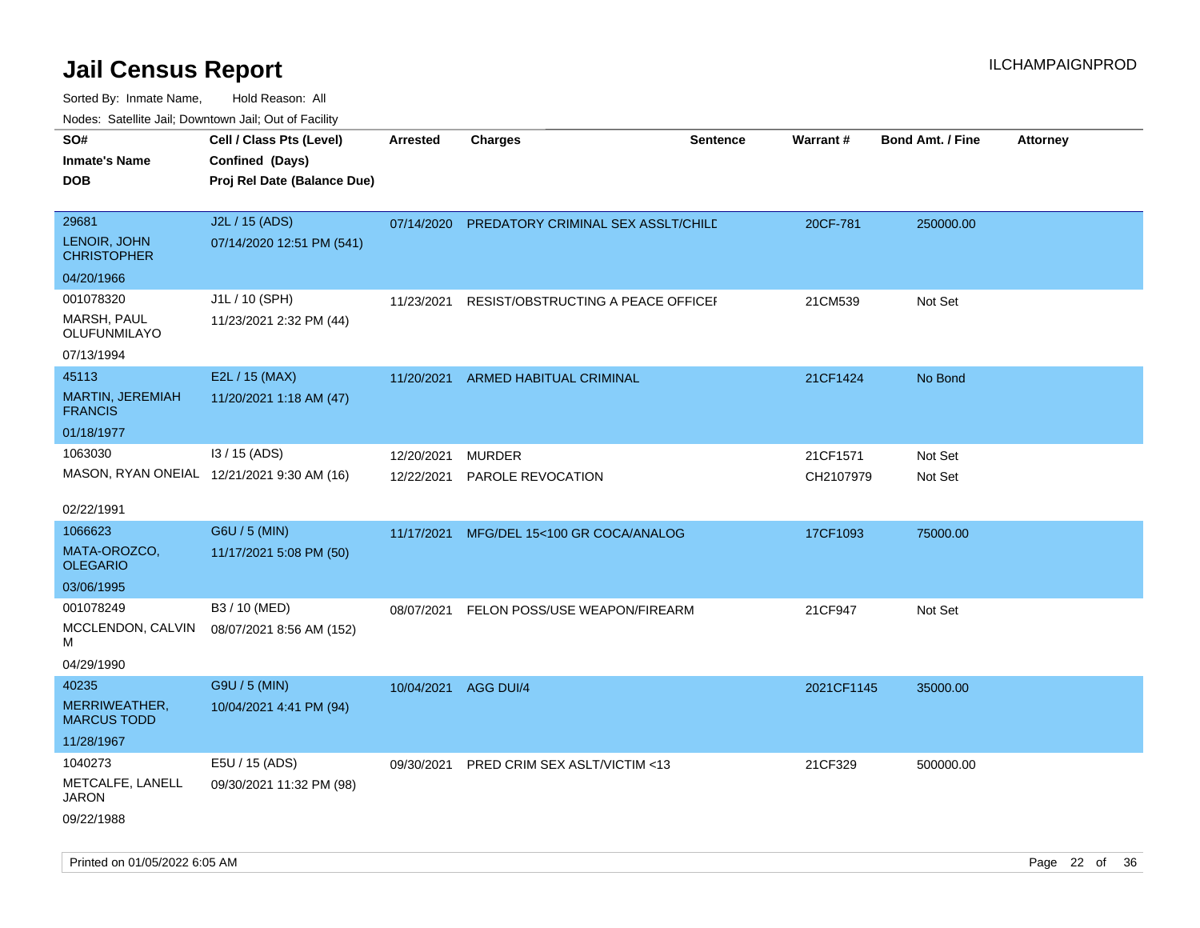# Jail Census Report

ILCHAMPAIGNPROD

Sorted By: Inmate Name, Hold Reason: All

Nodes: Satellite Jail; Downtown Jail; Out of Facility

| SO# / Inmate's Name / DOB | Cell / Class Pts (Level) / Confined (Days) / Proj Rel Date (Balance Due) | Arrested | Charges | Sentence | Warrant # | Bond Amt. / Fine | Attorney |
|---|---|---|---|---|---|---|---|
| 29681<br>LENOIR, JOHN CHRISTOPHER<br>04/20/1966 | J2L / 15 (ADS)<br>07/14/2020 12:51 PM (541) | 07/14/2020 | PREDATORY CRIMINAL SEX ASSLT/CHILD | | 20CF-781 | 250000.00 | |
| 001078320<br>MARSH, PAUL OLUFUNMILAYO<br>07/13/1994 | J1L / 10 (SPH)<br>11/23/2021 2:32 PM (44) | 11/23/2021 | RESIST/OBSTRUCTING A PEACE OFFICER | | 21CM539 | Not Set | |
| 45113<br>MARTIN, JEREMIAH FRANCIS<br>01/18/1977 | E2L / 15 (MAX)<br>11/20/2021 1:18 AM (47) | 11/20/2021 | ARMED HABITUAL CRIMINAL | | 21CF1424 | No Bond | |
| 1063030<br>MASON, RYAN ONEIAL<br>02/22/1991 | I3 / 15 (ADS)<br>12/21/2021 9:30 AM (16) | 12/20/2021 | MURDER | | 21CF1571 | Not Set | |
| | | 12/22/2021 | PAROLE REVOCATION | | CH2107979 | Not Set | |
| 1066623<br>MATA-OROZCO, OLEGARIO<br>03/06/1995 | G6U / 5 (MIN)<br>11/17/2021 5:08 PM (50) | 11/17/2021 | MFG/DEL 15<100 GR COCA/ANALOG | | 17CF1093 | 75000.00 | |
| 001078249<br>MCCLENDON, CALVIN M<br>04/29/1990 | B3 / 10 (MED)<br>08/07/2021 8:56 AM (152) | 08/07/2021 | FELON POSS/USE WEAPON/FIREARM | | 21CF947 | Not Set | |
| 40235<br>MERRIWEATHER, MARCUS TODD<br>11/28/1967 | G9U / 5 (MIN)<br>10/04/2021 4:41 PM (94) | 10/04/2021 | AGG DUI/4 | | 2021CF1145 | 35000.00 | |
| 1040273<br>METCALFE, LANELL JARON<br>09/22/1988 | E5U / 15 (ADS)<br>09/30/2021 11:32 PM (98) | 09/30/2021 | PRED CRIM SEX ASLT/VICTIM <13 | | 21CF329 | 500000.00 | |

Printed on 01/05/2022 6:05 AM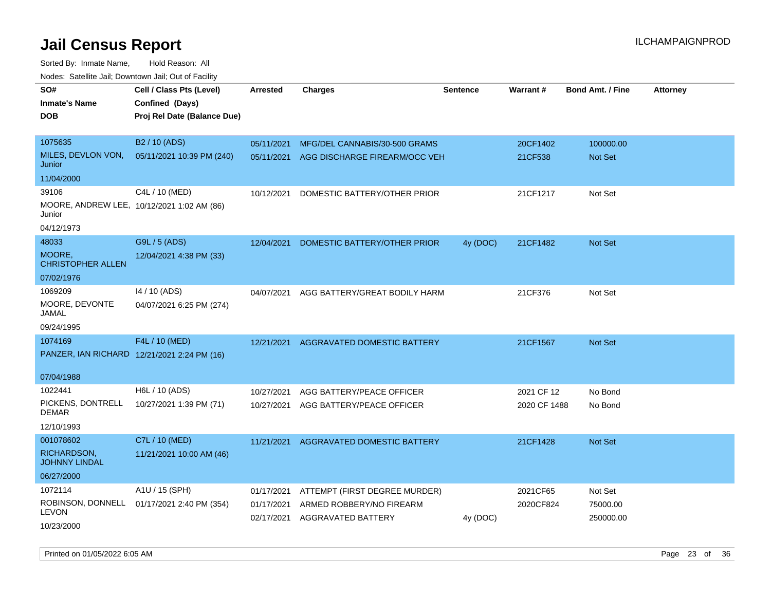# Jail Census Report

ILCHAMPAIGNPROD

Sorted By: Inmate Name, Hold Reason: All

Nodes: Satellite Jail; Downtown Jail; Out of Facility

| SO# / Inmate's Name / DOB | Cell / Class Pts (Level) / Confined (Days) / Proj Rel Date (Balance Due) | Arrested | Charges | Sentence | Warrant # | Bond Amt. / Fine | Attorney |
|---|---|---|---|---|---|---|---|
| 1075635 MILES, DEVLON VON, Junior 11/04/2000 | B2 / 10 (ADS) 05/11/2021 10:39 PM (240) | 05/11/2021 | MFG/DEL CANNABIS/30-500 GRAMS | | 20CF1402 | 100000.00 | |
| | | 05/11/2021 | AGG DISCHARGE FIREARM/OCC VEH | | 21CF538 | Not Set | |
| 39106 MOORE, ANDREW LEE, Junior 04/12/1973 | C4L / 10 (MED) 10/12/2021 1:02 AM (86) | 10/12/2021 | DOMESTIC BATTERY/OTHER PRIOR | | 21CF1217 | Not Set | |
| 48033 MOORE, CHRISTOPHER ALLEN 07/02/1976 | G9L / 5 (ADS) 12/04/2021 4:38 PM (33) | 12/04/2021 | DOMESTIC BATTERY/OTHER PRIOR | 4y (DOC) | 21CF1482 | Not Set | |
| 1069209 MOORE, DEVONTE JAMAL 09/24/1995 | I4 / 10 (ADS) 04/07/2021 6:25 PM (274) | 04/07/2021 | AGG BATTERY/GREAT BODILY HARM | | 21CF376 | Not Set | |
| 1074169 PANZER, IAN RICHARD 07/04/1988 | F4L / 10 (MED) 12/21/2021 2:24 PM (16) | 12/21/2021 | AGGRAVATED DOMESTIC BATTERY | | 21CF1567 | Not Set | |
| 1022441 PICKENS, DONTRELL DEMAR 12/10/1993 | H6L / 10 (ADS) 10/27/2021 1:39 PM (71) | 10/27/2021 | AGG BATTERY/PEACE OFFICER | | 2021 CF 12 | No Bond | |
| | | 10/27/2021 | AGG BATTERY/PEACE OFFICER | | 2020 CF 1488 | No Bond | |
| 001078602 RICHARDSON, JOHNNY LINDAL 06/27/2000 | C7L / 10 (MED) 11/21/2021 10:00 AM (46) | 11/21/2021 | AGGRAVATED DOMESTIC BATTERY | | 21CF1428 | Not Set | |
| 1072114 ROBINSON, DONNELL LEVON 10/23/2000 | A1U / 15 (SPH) 01/17/2021 2:40 PM (354) | 01/17/2021 | ATTEMPT (FIRST DEGREE MURDER) | | 2021CF65 | Not Set | |
| | | 01/17/2021 | ARMED ROBBERY/NO FIREARM | | 2020CF824 | 75000.00 | |
| | | 02/17/2021 | AGGRAVATED BATTERY | 4y (DOC) | | 250000.00 | |

Printed on 01/05/2022 6:05 AM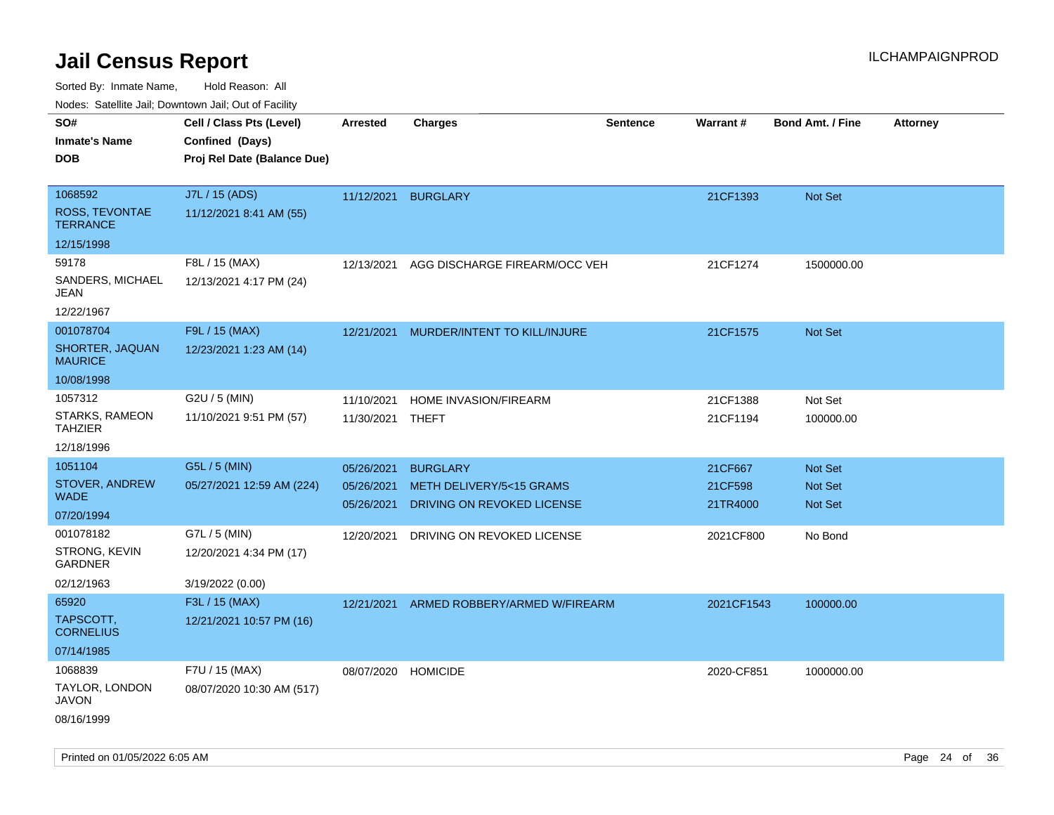# Jail Census Report

ILCHAMPAIGNPROD

Sorted By: Inmate Name, Hold Reason: All

Nodes: Satellite Jail; Downtown Jail; Out of Facility

| SO#<br>Inmate's Name<br>DOB | Cell / Class Pts (Level)<br>Confined (Days)<br>Proj Rel Date (Balance Due) | Arrested | Charges | Sentence | Warrant # | Bond Amt. / Fine | Attorney |
|---|---|---|---|---|---|---|---|
| 1068592<br>ROSS, TEVONTAE TERRANCE<br>12/15/1998 | J7L / 15 (ADS)<br>11/12/2021 8:41 AM (55) | 11/12/2021 | BURGLARY | | 21CF1393 | Not Set | |
| 59178<br>SANDERS, MICHAEL JEAN<br>12/22/1967 | F8L / 15 (MAX)<br>12/13/2021 4:17 PM (24) | 12/13/2021 | AGG DISCHARGE FIREARM/OCC VEH | | 21CF1274 | 1500000.00 | |
| 001078704<br>SHORTER, JAQUAN MAURICE<br>10/08/1998 | F9L / 15 (MAX)<br>12/23/2021 1:23 AM (14) | 12/21/2021 | MURDER/INTENT TO KILL/INJURE | | 21CF1575 | Not Set | |
| 1057312<br>STARKS, RAMEON TAHZIER<br>12/18/1996 | G2U / 5 (MIN)<br>11/10/2021 9:51 PM (57) | 11/10/2021<br>11/30/2021 | HOME INVASION/FIREARM<br>THEFT | | 21CF1388<br>21CF1194 | Not Set<br>100000.00 | |
| 1051104<br>STOVER, ANDREW WADE<br>07/20/1994 | G5L / 5 (MIN)<br>05/27/2021 12:59 AM (224) | 05/26/2021<br>05/26/2021<br>05/26/2021 | BURGLARY<br>METH DELIVERY/5<15 GRAMS<br>DRIVING ON REVOKED LICENSE | | 21CF667<br>21CF598<br>21TR4000 | Not Set<br>Not Set<br>Not Set | |
| 001078182<br>STRONG, KEVIN GARDNER<br>02/12/1963 | G7L / 5 (MIN)<br>12/20/2021 4:34 PM (17)<br>3/19/2022 (0.00) | 12/20/2021 | DRIVING ON REVOKED LICENSE | | 2021CF800 | No Bond | |
| 65920<br>TAPSCOTT, CORNELIUS<br>07/14/1985 | F3L / 15 (MAX)<br>12/21/2021 10:57 PM (16) | 12/21/2021 | ARMED ROBBERY/ARMED W/FIREARM | | 2021CF1543 | 100000.00 | |
| 1068839<br>TAYLOR, LONDON JAVON<br>08/16/1999 | F7U / 15 (MAX)<br>08/07/2020 10:30 AM (517) | 08/07/2020 | HOMICIDE | | 2020-CF851 | 1000000.00 | |

Printed on 01/05/2022 6:05 AM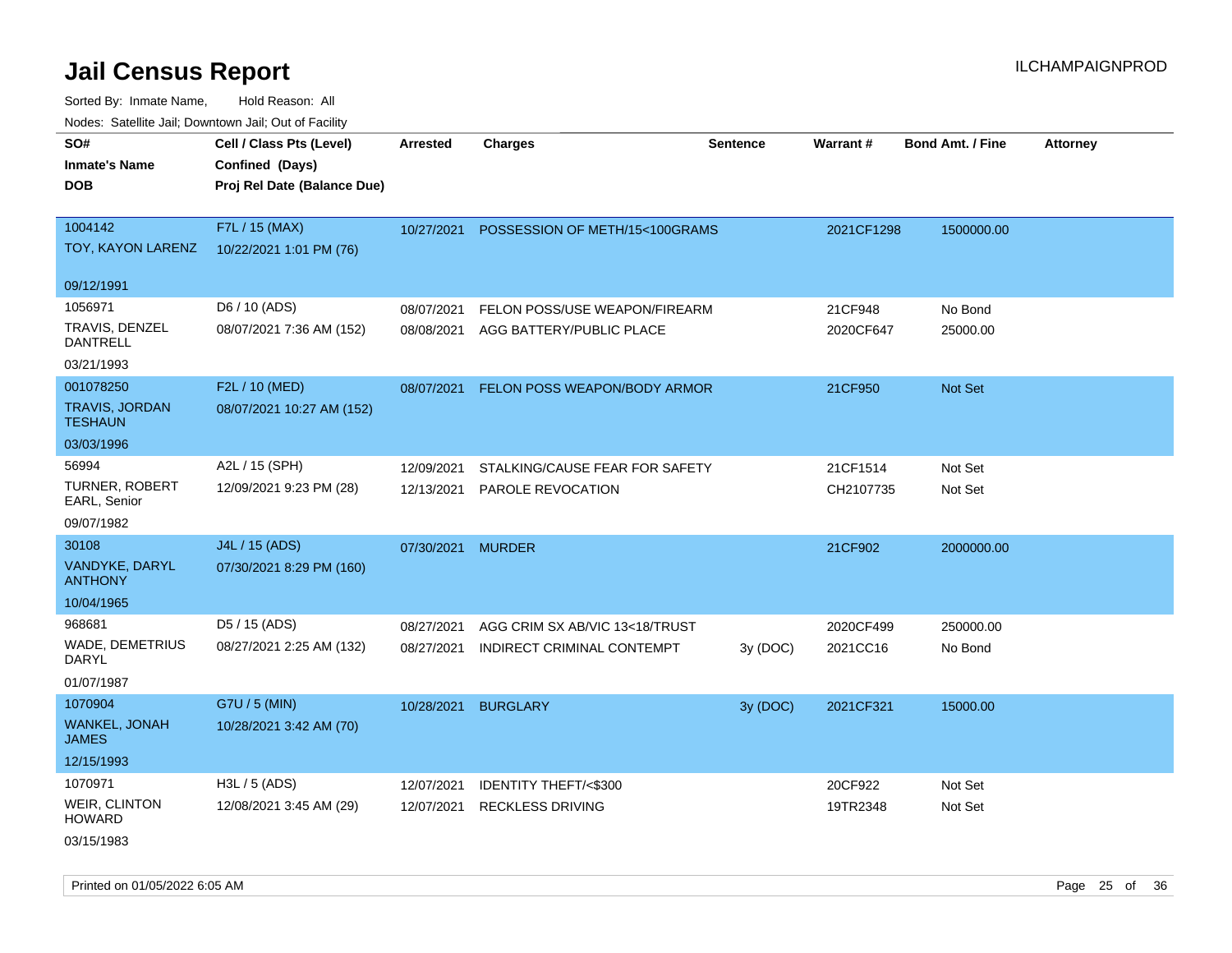# Jail Census Report

ILCHAMPAIGNPROD

Sorted By: Inmate Name, Hold Reason: All

Nodes: Satellite Jail; Downtown Jail; Out of Facility

| SO# / Inmate's Name / DOB | Cell / Class Pts (Level) / Confined (Days) / Proj Rel Date (Balance Due) | Arrested | Charges | Sentence | Warrant # | Bond Amt. / Fine | Attorney |
|---|---|---|---|---|---|---|---|
| 1004142<br>TOY, KAYON LARENZ<br>09/12/1991 | F7L / 15 (MAX)<br>10/22/2021 1:01 PM (76) | 10/27/2021 | POSSESSION OF METH/15<100GRAMS | | 2021CF1298 | 1500000.00 | |
| 1056971<br>TRAVIS, DENZEL DANTRELL<br>03/21/1993 | D6 / 10 (ADS)<br>08/07/2021 7:36 AM (152) | 08/07/2021 | FELON POSS/USE WEAPON/FIREARM | | 21CF948 | No Bond | |
| | | 08/08/2021 | AGG BATTERY/PUBLIC PLACE | | 2020CF647 | 25000.00 | |
| 001078250<br>TRAVIS, JORDAN TESHAUN<br>03/03/1996 | F2L / 10 (MED)<br>08/07/2021 10:27 AM (152) | 08/07/2021 | FELON POSS WEAPON/BODY ARMOR | | 21CF950 | Not Set | |
| 56994<br>TURNER, ROBERT EARL, Senior<br>09/07/1982 | A2L / 15 (SPH)<br>12/09/2021 9:23 PM (28) | 12/09/2021 | STALKING/CAUSE FEAR FOR SAFETY | | 21CF1514 | Not Set | |
| | | 12/13/2021 | PAROLE REVOCATION | | CH2107735 | Not Set | |
| 30108<br>VANDYKE, DARYL ANTHONY<br>10/04/1965 | J4L / 15 (ADS)<br>07/30/2021 8:29 PM (160) | 07/30/2021 | MURDER | | 21CF902 | 2000000.00 | |
| 968681<br>WADE, DEMETRIUS DARYL<br>01/07/1987 | D5 / 15 (ADS)<br>08/27/2021 2:25 AM (132) | 08/27/2021 | AGG CRIM SX AB/VIC 13<18/TRUST | | 2020CF499 | 250000.00 | |
| | | 08/27/2021 | INDIRECT CRIMINAL CONTEMPT | 3y (DOC) | 2021CC16 | No Bond | |
| 1070904<br>WANKEL, JONAH JAMES<br>12/15/1993 | G7U / 5 (MIN)<br>10/28/2021 3:42 AM (70) | 10/28/2021 | BURGLARY | 3y (DOC) | 2021CF321 | 15000.00 | |
| 1070971<br>WEIR, CLINTON HOWARD<br>03/15/1983 | H3L / 5 (ADS)<br>12/08/2021 3:45 AM (29) | 12/07/2021 | IDENTITY THEFT/<$300 | | 20CF922 | Not Set | |
| | | 12/07/2021 | RECKLESS DRIVING | | 19TR2348 | Not Set | |

Printed on 01/05/2022 6:05 AM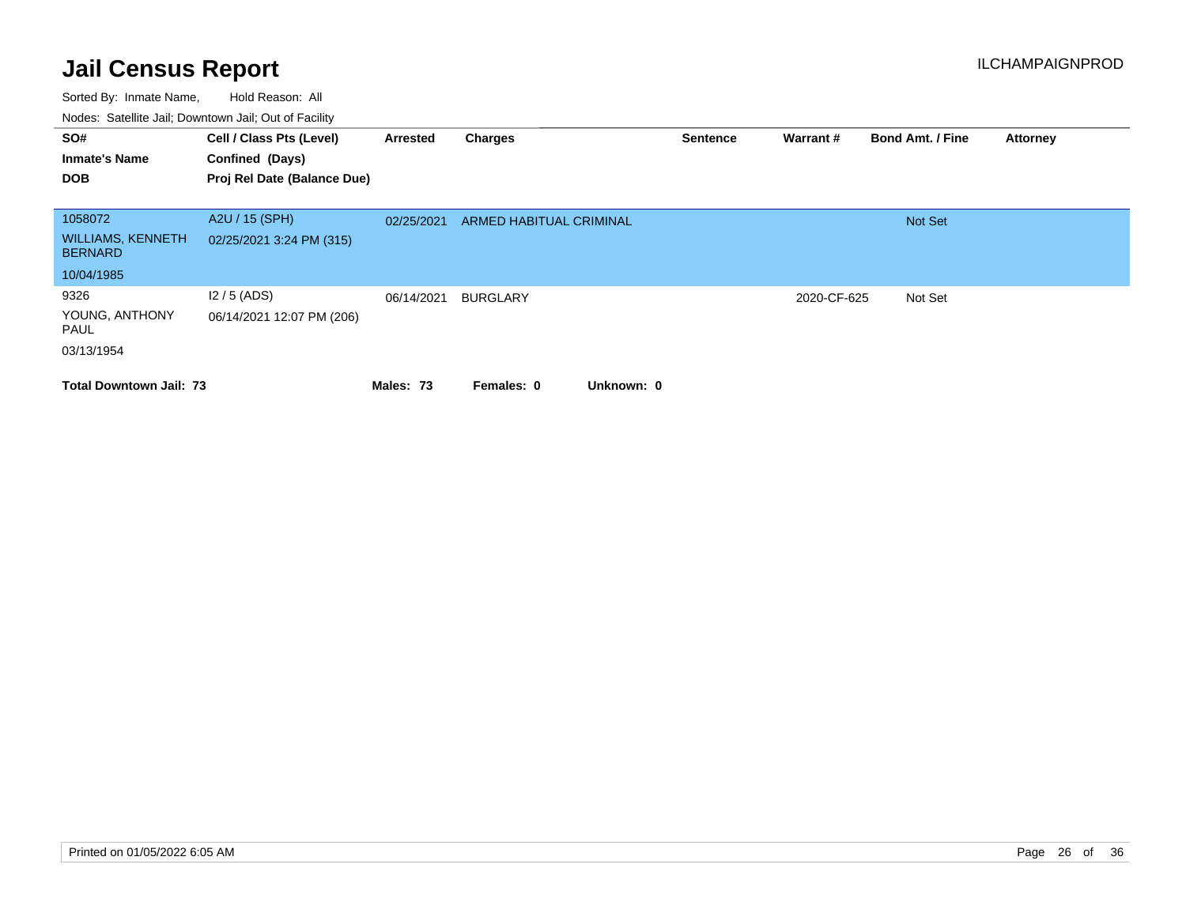# Jail Census Report

ILCHAMPAIGNPROD

Sorted By: Inmate Name, Hold Reason: All

Nodes: Satellite Jail; Downtown Jail; Out of Facility

| SO# / Inmate's Name / DOB | Cell / Class Pts (Level) / Confined (Days) / Proj Rel Date (Balance Due) | Arrested | Charges | Sentence | Warrant # | Bond Amt. / Fine | Attorney |
|---|---|---|---|---|---|---|---|
| 1058072<br>WILLIAMS, KENNETH BERNARD<br>10/04/1985 | A2U / 15 (SPH)<br>02/25/2021 3:24 PM (315) | 02/25/2021 | ARMED HABITUAL CRIMINAL | | | Not Set | |
| 9326<br>YOUNG, ANTHONY PAUL<br>03/13/1954 | I2 / 5 (ADS)<br>06/14/2021 12:07 PM (206) | 06/14/2021 | BURGLARY | | 2020-CF-625 | Not Set | |

**Total Downtown Jail: 73** **Males: 73** **Females: 0** **Unknown: 0**

Printed on 01/05/2022 6:05 AM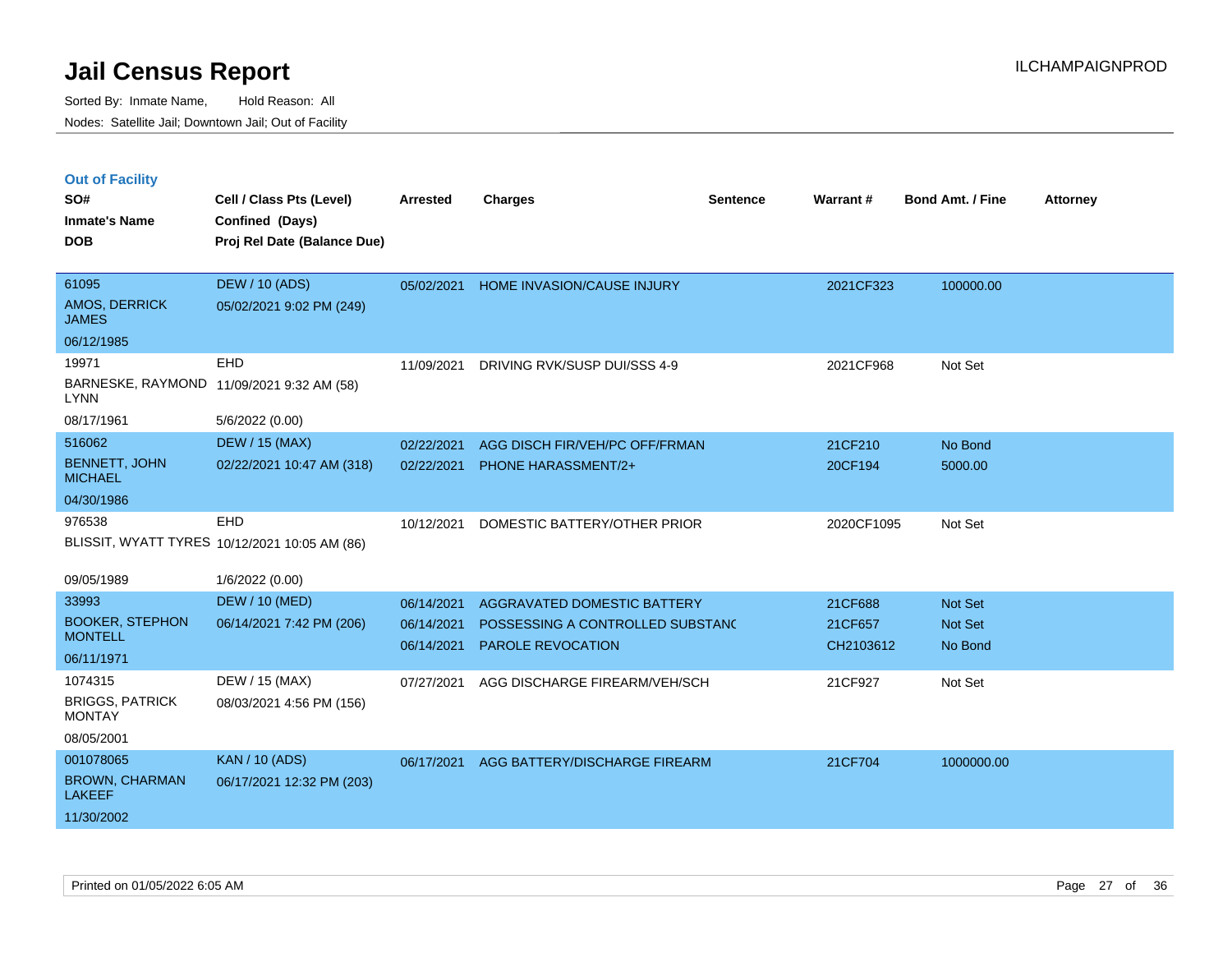# Jail Census Report

Sorted By: Inmate Name, Hold Reason: All

Nodes: Satellite Jail; Downtown Jail; Out of Facility

ILCHAMPAIGNPROD

## Out of Facility

| SO# / Inmate's Name / DOB | Cell / Class Pts (Level) / Confined (Days) / Proj Rel Date (Balance Due) | Arrested | Charges | Sentence | Warrant # | Bond Amt. / Fine | Attorney |
|---|---|---|---|---|---|---|---|
| 61095<br>AMOS, DERRICK JAMES<br>06/12/1985 | DEW / 10 (ADS)<br>05/02/2021 9:02 PM (249) | 05/02/2021 | HOME INVASION/CAUSE INJURY | | 2021CF323 | 100000.00 | |
| 19971<br>BARNESKE, RAYMOND LYNN<br>08/17/1961 | EHD<br>11/09/2021 9:32 AM (58)<br>5/6/2022 (0.00) | 11/09/2021 | DRIVING RVK/SUSP DUI/SSS 4-9 | | 2021CF968 | Not Set | |
| 516062<br>BENNETT, JOHN MICHAEL<br>04/30/1986 | DEW / 15 (MAX)<br>02/22/2021 10:47 AM (318) | 02/22/2021<br>02/22/2021 | AGG DISCH FIR/VEH/PC OFF/FRMAN<br>PHONE HARASSMENT/2+ | | 21CF210<br>20CF194 | No Bond<br>5000.00 | |
| 976538<br>BLISSIT, WYATT TYRES<br>09/05/1989 | EHD<br>10/12/2021 10:05 AM (86)<br>1/6/2022 (0.00) | 10/12/2021 | DOMESTIC BATTERY/OTHER PRIOR | | 2020CF1095 | Not Set | |
| 33993<br>BOOKER, STEPHON MONTELL<br>06/11/1971 | DEW / 10 (MED)<br>06/14/2021 7:42 PM (206) | 06/14/2021<br>06/14/2021<br>06/14/2021 | AGGRAVATED DOMESTIC BATTERY<br>POSSESSING A CONTROLLED SUBSTANC<br>PAROLE REVOCATION | | 21CF688<br>21CF657<br>CH2103612 | Not Set<br>Not Set<br>No Bond | |
| 1074315<br>BRIGGS, PATRICK MONTAY<br>08/05/2001 | DEW / 15 (MAX)<br>08/03/2021 4:56 PM (156) | 07/27/2021 | AGG DISCHARGE FIREARM/VEH/SCH | | 21CF927 | Not Set | |
| 001078065<br>BROWN, CHARMAN LAKEEF<br>11/30/2002 | KAN / 10 (ADS)<br>06/17/2021 12:32 PM (203) | 06/17/2021 | AGG BATTERY/DISCHARGE FIREARM | | 21CF704 | 1000000.00 | |

Printed on 01/05/2022 6:05 AM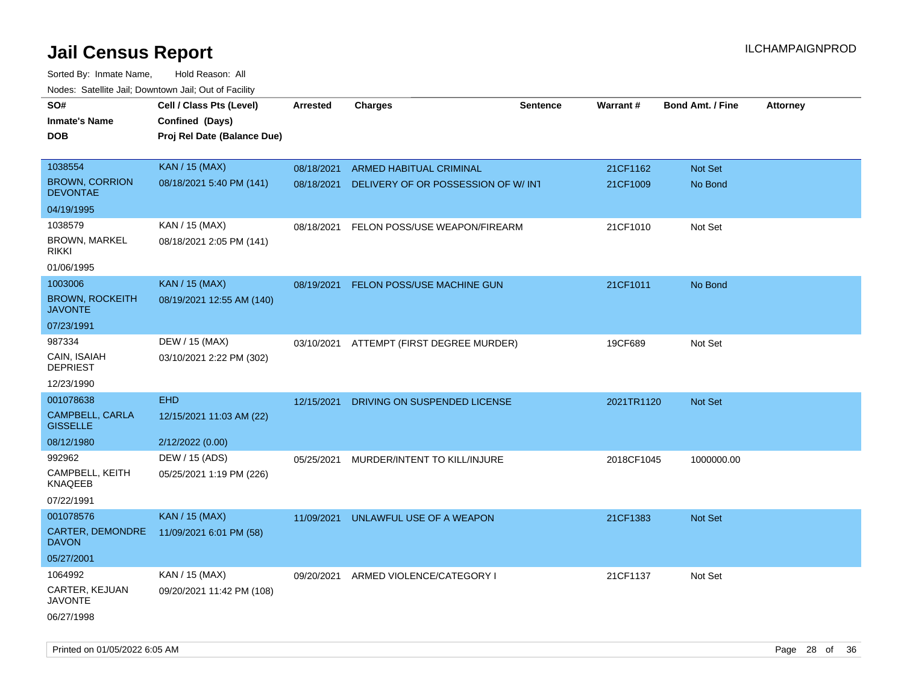# Jail Census Report

Sorted By: Inmate Name, Hold Reason: All

Nodes: Satellite Jail; Downtown Jail; Out of Facility

| SO# / Inmate's Name / DOB | Cell / Class Pts (Level) / Confined (Days) / Proj Rel Date (Balance Due) | Arrested | Charges | Sentence | Warrant # | Bond Amt. / Fine | Attorney |
|---|---|---|---|---|---|---|---|
| 1038554<br>BROWN, CORRION DEVONTAE<br>04/19/1995 | KAN / 15 (MAX)<br>08/18/2021 5:40 PM (141) | 08/18/2021<br>08/18/2021 | ARMED HABITUAL CRIMINAL<br>DELIVERY OF OR POSSESSION OF W/ INT | | 21CF1162<br>21CF1009 | Not Set<br>No Bond | |
| 1038579<br>BROWN, MARKEL RIKKI<br>01/06/1995 | KAN / 15 (MAX)<br>08/18/2021 2:05 PM (141) | 08/18/2021 | FELON POSS/USE WEAPON/FIREARM | | 21CF1010 | Not Set | |
| 1003006<br>BROWN, ROCKEITH JAVONTE<br>07/23/1991 | KAN / 15 (MAX)<br>08/19/2021 12:55 AM (140) | 08/19/2021 | FELON POSS/USE MACHINE GUN | | 21CF1011 | No Bond | |
| 987334<br>CAIN, ISAIAH DEPRIEST<br>12/23/1990 | DEW / 15 (MAX)<br>03/10/2021 2:22 PM (302) | 03/10/2021 | ATTEMPT (FIRST DEGREE MURDER) | | 19CF689 | Not Set | |
| 001078638<br>CAMPBELL, CARLA GISSELLE<br>08/12/1980 | EHD<br>12/15/2021 11:03 AM (22)<br>2/12/2022 (0.00) | 12/15/2021 | DRIVING ON SUSPENDED LICENSE | | 2021TR1120 | Not Set | |
| 992962<br>CAMPBELL, KEITH KNAQEEB<br>07/22/1991 | DEW / 15 (ADS)<br>05/25/2021 1:19 PM (226) | 05/25/2021 | MURDER/INTENT TO KILL/INJURE | | 2018CF1045 | 1000000.00 | |
| 001078576<br>CARTER, DEMONDRE DAVON<br>05/27/2001 | KAN / 15 (MAX)<br>11/09/2021 6:01 PM (58) | 11/09/2021 | UNLAWFUL USE OF A WEAPON | | 21CF1383 | Not Set | |
| 1064992<br>CARTER, KEJUAN JAVONTE<br>06/27/1998 | KAN / 15 (MAX)<br>09/20/2021 11:42 PM (108) | 09/20/2021 | ARMED VIOLENCE/CATEGORY I | | 21CF1137 | Not Set | |

Printed on 01/05/2022 6:05 AM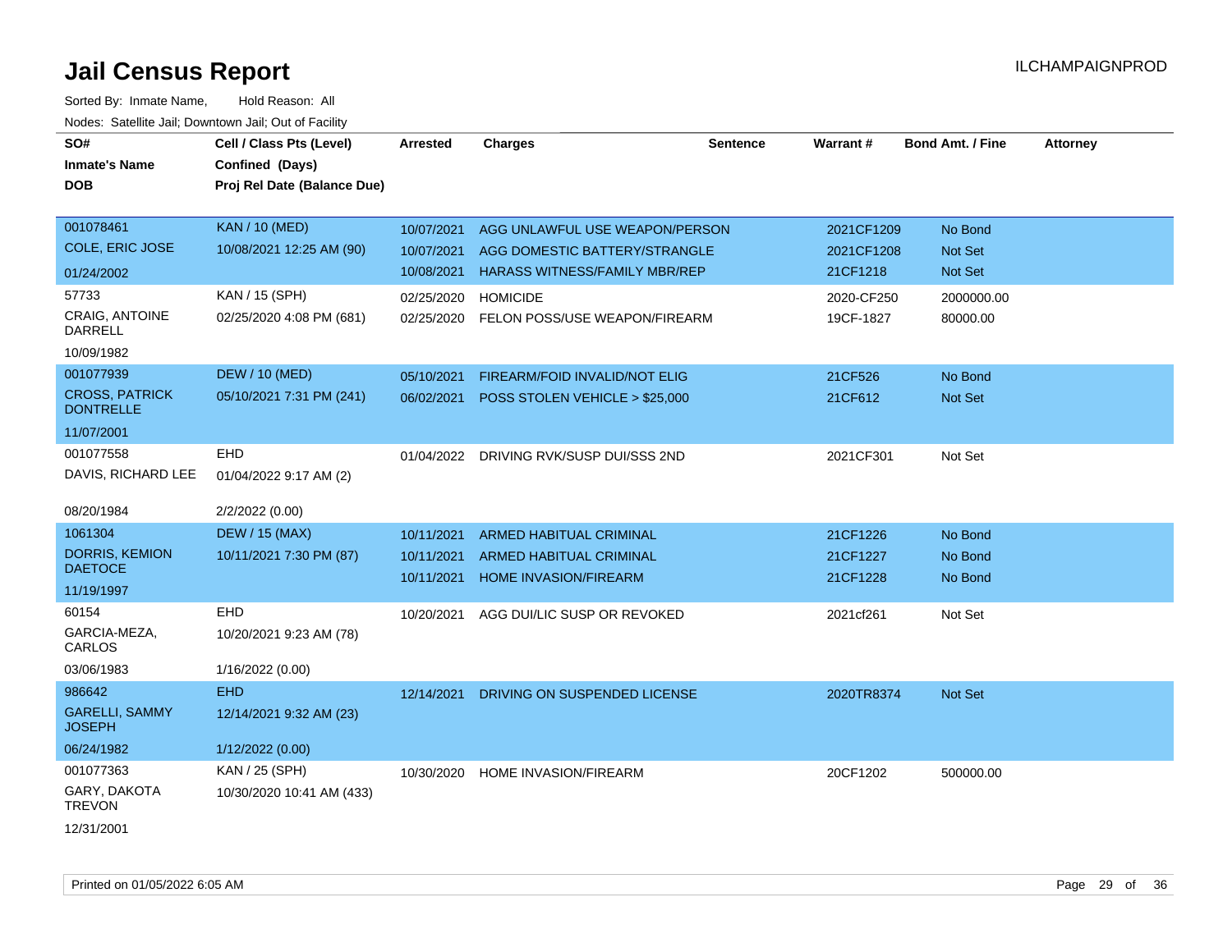# Jail Census Report

ILCHAMPAIGNPROD

Sorted By: Inmate Name, Hold Reason: All

Nodes: Satellite Jail; Downtown Jail; Out of Facility

| SO#<br>Inmate's Name<br>DOB | Cell / Class Pts (Level)<br>Confined (Days)<br>Proj Rel Date (Balance Due) | Arrested | Charges | Sentence | Warrant # | Bond Amt. / Fine | Attorney |
|---|---|---|---|---|---|---|---|
| 001078461<br>COLE, ERIC JOSE<br>01/24/2002 | KAN / 10 (MED)<br>10/08/2021 12:25 AM (90) | 10/07/2021<br>10/07/2021<br>10/08/2021 | AGG UNLAWFUL USE WEAPON/PERSON<br>AGG DOMESTIC BATTERY/STRANGLE<br>HARASS WITNESS/FAMILY MBR/REP | | 2021CF1209<br>2021CF1208<br>21CF1218 | No Bond<br>Not Set<br>Not Set | |
| 57733<br>CRAIG, ANTOINE DARRELL<br>10/09/1982 | KAN / 15 (SPH)<br>02/25/2020 4:08 PM (681) | 02/25/2020<br>02/25/2020 | HOMICIDE<br>FELON POSS/USE WEAPON/FIREARM | | 2020-CF250<br>19CF-1827 | 2000000.00<br>80000.00 | |
| 001077939<br>CROSS, PATRICK DONTRELLE<br>11/07/2001 | DEW / 10 (MED)<br>05/10/2021 7:31 PM (241) | 05/10/2021<br>06/02/2021 | FIREARM/FOID INVALID/NOT ELIG<br>POSS STOLEN VEHICLE > $25,000 | | 21CF526<br>21CF612 | No Bond<br>Not Set | |
| 001077558<br>DAVIS, RICHARD LEE<br>08/20/1984 | EHD<br>01/04/2022 9:17 AM (2)<br>2/2/2022 (0.00) | 01/04/2022 | DRIVING RVK/SUSP DUI/SSS 2ND | | 2021CF301 | Not Set | |
| 1061304<br>DORRIS, KEMION DAETOCE<br>11/19/1997 | DEW / 15 (MAX)<br>10/11/2021 7:30 PM (87) | 10/11/2021<br>10/11/2021<br>10/11/2021 | ARMED HABITUAL CRIMINAL<br>ARMED HABITUAL CRIMINAL<br>HOME INVASION/FIREARM | | 21CF1226<br>21CF1227<br>21CF1228 | No Bond<br>No Bond<br>No Bond | |
| 60154<br>GARCIA-MEZA, CARLOS<br>03/06/1983 | EHD<br>10/20/2021 9:23 AM (78)<br>1/16/2022 (0.00) | 10/20/2021 | AGG DUI/LIC SUSP OR REVOKED | | 2021cf261 | Not Set | |
| 986642<br>GARELLI, SAMMY JOSEPH<br>06/24/1982 | EHD<br>12/14/2021 9:32 AM (23)<br>1/12/2022 (0.00) | 12/14/2021 | DRIVING ON SUSPENDED LICENSE | | 2020TR8374 | Not Set | |
| 001077363<br>GARY, DAKOTA TREVON<br>12/31/2001 | KAN / 25 (SPH)<br>10/30/2020 10:41 AM (433) | 10/30/2020 | HOME INVASION/FIREARM | | 20CF1202 | 500000.00 | |

Printed on 01/05/2022 6:05 AM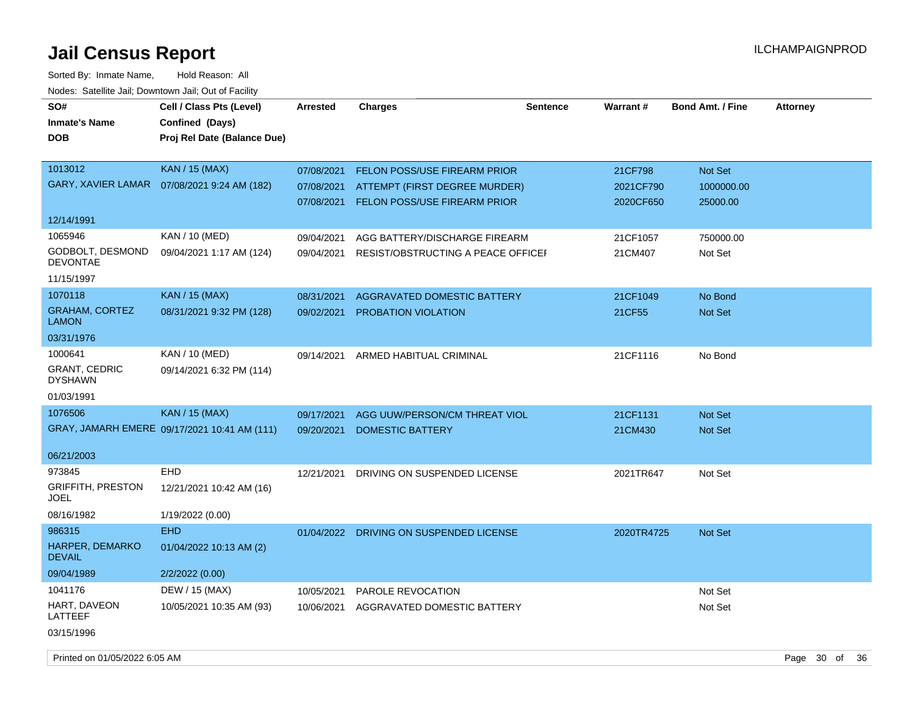# Jail Census Report

Sorted By: Inmate Name, Hold Reason: All

Nodes: Satellite Jail; Downtown Jail; Out of Facility

ILCHAMPAIGNPROD

| SO# / Inmate's Name / DOB | Cell / Class Pts (Level) / Confined (Days) / Proj Rel Date (Balance Due) | Arrested | Charges | Sentence | Warrant # | Bond Amt. / Fine | Attorney |
|---|---|---|---|---|---|---|---|
| 1013012<br>GARY, XAVIER LAMAR<br>12/14/1991 | KAN / 15 (MAX)<br>07/08/2021 9:24 AM (182) | 07/08/2021<br>07/08/2021<br>07/08/2021 | FELON POSS/USE FIREARM PRIOR<br>ATTEMPT (FIRST DEGREE MURDER)<br>FELON POSS/USE FIREARM PRIOR | | 21CF798<br>2021CF790<br>2020CF650 | Not Set<br>1000000.00<br>25000.00 | |
| 1065946<br>GODBOLT, DESMOND DEVONTAE<br>11/15/1997 | KAN / 10 (MED)<br>09/04/2021 1:17 AM (124) | 09/04/2021<br>09/04/2021 | AGG BATTERY/DISCHARGE FIREARM<br>RESIST/OBSTRUCTING A PEACE OFFICEI | | 21CF1057<br>21CM407 | 750000.00<br>Not Set | |
| 1070118<br>GRAHAM, CORTEZ LAMON<br>03/31/1976 | KAN / 15 (MAX)<br>08/31/2021 9:32 PM (128) | 08/31/2021<br>09/02/2021 | AGGRAVATED DOMESTIC BATTERY<br>PROBATION VIOLATION | | 21CF1049<br>21CF55 | No Bond<br>Not Set | |
| 1000641<br>GRANT, CEDRIC DYSHAWN<br>01/03/1991 | KAN / 10 (MED)<br>09/14/2021 6:32 PM (114) | 09/14/2021 | ARMED HABITUAL CRIMINAL | | 21CF1116 | No Bond | |
| 1076506<br>GRAY, JAMARH EMERE<br>06/21/2003 | KAN / 15 (MAX)<br>09/17/2021 10:41 AM (111) | 09/17/2021<br>09/20/2021 | AGG UUW/PERSON/CM THREAT VIOL<br>DOMESTIC BATTERY | | 21CF1131<br>21CM430 | Not Set<br>Not Set | |
| 973845<br>GRIFFITH, PRESTON JOEL<br>08/16/1982 | EHD<br>12/21/2021 10:42 AM (16)<br>1/19/2022 (0.00) | 12/21/2021 | DRIVING ON SUSPENDED LICENSE | | 2021TR647 | Not Set | |
| 986315<br>HARPER, DEMARKO DEVAIL<br>09/04/1989 | EHD<br>01/04/2022 10:13 AM (2)<br>2/2/2022 (0.00) | 01/04/2022 | DRIVING ON SUSPENDED LICENSE | | 2020TR4725 | Not Set | |
| 1041176<br>HART, DAVEON LATTEEF<br>03/15/1996 | DEW / 15 (MAX)<br>10/05/2021 10:35 AM (93) | 10/05/2021<br>10/06/2021 | PAROLE REVOCATION<br>AGGRAVATED DOMESTIC BATTERY | | | Not Set<br>Not Set | |

Printed on 01/05/2022 6:05 AM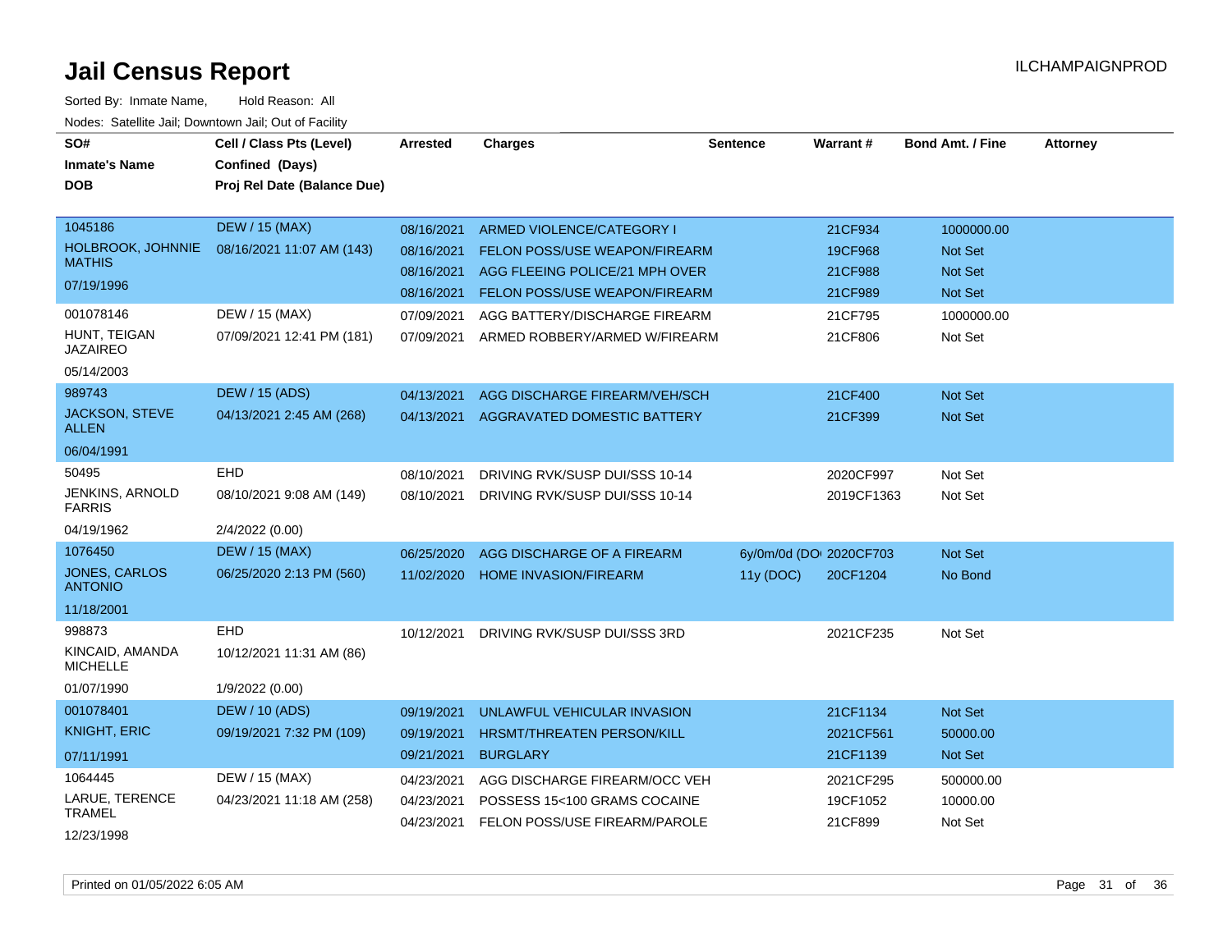# Jail Census Report

ILCHAMPAIGNPROD

Sorted By: Inmate Name, Hold Reason: All

Nodes: Satellite Jail; Downtown Jail; Out of Facility

| SO# / Inmate's Name / DOB | Cell / Class Pts (Level) / Confined (Days) / Proj Rel Date (Balance Due) | Arrested | Charges | Sentence | Warrant # | Bond Amt. / Fine | Attorney |
|---|---|---|---|---|---|---|---|
| 1045186 | DEW / 15 (MAX) | 08/16/2021 | ARMED VIOLENCE/CATEGORY I | | 21CF934 | 1000000.00 | |
| HOLBROOK, JOHNNIE MATHIS | 08/16/2021 11:07 AM (143) | 08/16/2021 | FELON POSS/USE WEAPON/FIREARM | | 19CF968 | Not Set | |
| 07/19/1996 | | 08/16/2021 | AGG FLEEING POLICE/21 MPH OVER | | 21CF988 | Not Set | |
| | | 08/16/2021 | FELON POSS/USE WEAPON/FIREARM | | 21CF989 | Not Set | |
| 001078146 | DEW / 15 (MAX) | 07/09/2021 | AGG BATTERY/DISCHARGE FIREARM | | 21CF795 | 1000000.00 | |
| HUNT, TEIGAN JAZAIREO | 07/09/2021 12:41 PM (181) | 07/09/2021 | ARMED ROBBERY/ARMED W/FIREARM | | 21CF806 | Not Set | |
| 05/14/2003 | | | | | | | |
| 989743 | DEW / 15 (ADS) | 04/13/2021 | AGG DISCHARGE FIREARM/VEH/SCH | | 21CF400 | Not Set | |
| JACKSON, STEVE ALLEN | 04/13/2021 2:45 AM (268) | 04/13/2021 | AGGRAVATED DOMESTIC BATTERY | | 21CF399 | Not Set | |
| 06/04/1991 | | | | | | | |
| 50495 | EHD | 08/10/2021 | DRIVING RVK/SUSP DUI/SSS 10-14 | | 2020CF997 | Not Set | |
| JENKINS, ARNOLD FARRIS | 08/10/2021 9:08 AM (149) | 08/10/2021 | DRIVING RVK/SUSP DUI/SSS 10-14 | | 2019CF1363 | Not Set | |
| 04/19/1962 | 2/4/2022 (0.00) | | | | | | |
| 1076450 | DEW / 15 (MAX) | 06/25/2020 | AGG DISCHARGE OF A FIREARM | 6y/0m/0d (DO | 2020CF703 | Not Set | |
| JONES, CARLOS ANTONIO | 06/25/2020 2:13 PM (560) | 11/02/2020 | HOME INVASION/FIREARM | 11y (DOC) | 20CF1204 | No Bond | |
| 11/18/2001 | | | | | | | |
| 998873 | EHD | 10/12/2021 | DRIVING RVK/SUSP DUI/SSS 3RD | | 2021CF235 | Not Set | |
| KINCAID, AMANDA MICHELLE | 10/12/2021 11:31 AM (86) | | | | | | |
| 01/07/1990 | 1/9/2022 (0.00) | | | | | | |
| 001078401 | DEW / 10 (ADS) | 09/19/2021 | UNLAWFUL VEHICULAR INVASION | | 21CF1134 | Not Set | |
| KNIGHT, ERIC | 09/19/2021 7:32 PM (109) | 09/19/2021 | HRSMT/THREATEN PERSON/KILL | | 2021CF561 | 50000.00 | |
| 07/11/1991 | | 09/21/2021 | BURGLARY | | 21CF1139 | Not Set | |
| 1064445 | DEW / 15 (MAX) | 04/23/2021 | AGG DISCHARGE FIREARM/OCC VEH | | 2021CF295 | 500000.00 | |
| LARUE, TERENCE TRAMEL | 04/23/2021 11:18 AM (258) | 04/23/2021 | POSSESS 15<100 GRAMS COCAINE | | 19CF1052 | 10000.00 | |
| 12/23/1998 | | 04/23/2021 | FELON POSS/USE FIREARM/PAROLE | | 21CF899 | Not Set | |

Printed on 01/05/2022 6:05 AM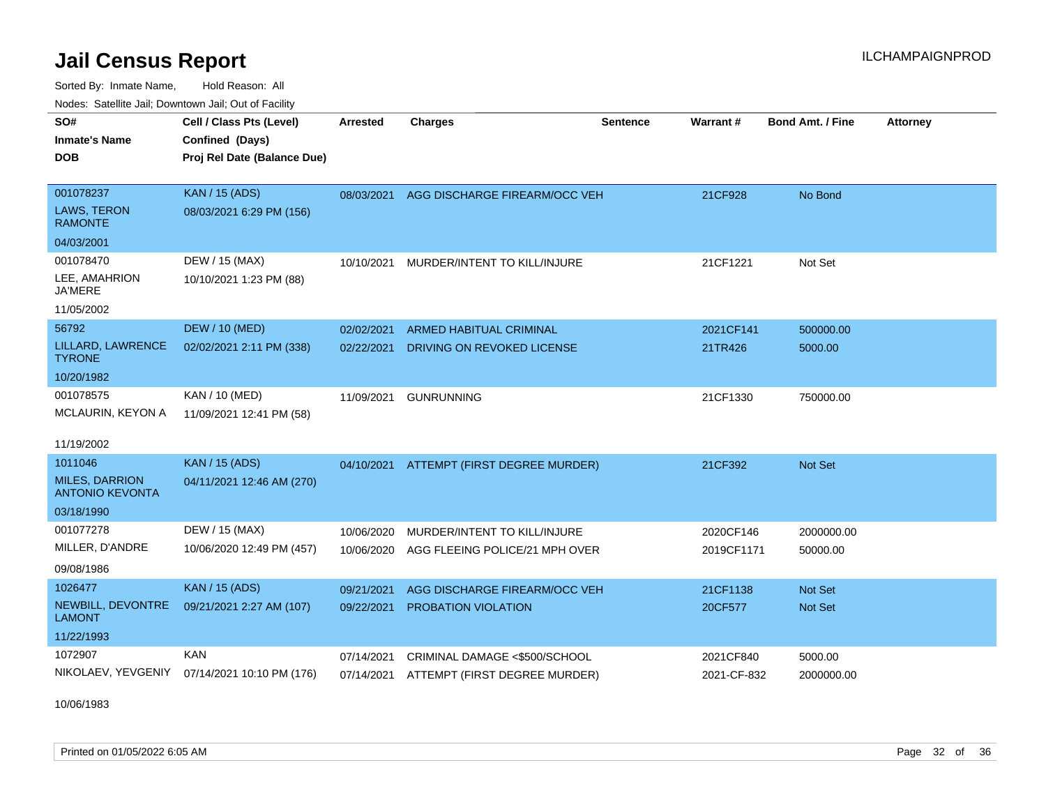# Jail Census Report

ILCHAMPAIGNPROD

Sorted By: Inmate Name, Hold Reason: All

Nodes: Satellite Jail; Downtown Jail; Out of Facility

| SO# / Inmate's Name / DOB | Cell / Class Pts (Level) / Confined (Days) / Proj Rel Date (Balance Due) | Arrested | Charges | Sentence | Warrant # | Bond Amt. / Fine | Attorney |
|---|---|---|---|---|---|---|---|
| 001078237<br>LAWS, TERON RAMONTE<br>04/03/2001 | KAN / 15 (ADS)<br>08/03/2021 6:29 PM (156) | 08/03/2021 | AGG DISCHARGE FIREARM/OCC VEH | | 21CF928 | No Bond | |
| 001078470<br>LEE, AMAHRION JA'MERE<br>11/05/2002 | DEW / 15 (MAX)<br>10/10/2021 1:23 PM (88) | 10/10/2021 | MURDER/INTENT TO KILL/INJURE | | 21CF1221 | Not Set | |
| 56792<br>LILLARD, LAWRENCE TYRONE<br>10/20/1982 | DEW / 10 (MED)<br>02/02/2021 2:11 PM (338) | 02/02/2021 | ARMED HABITUAL CRIMINAL | | 2021CF141 | 500000.00 | |
| | | 02/22/2021 | DRIVING ON REVOKED LICENSE | | 21TR426 | 5000.00 | |
| 001078575<br>MCLAURIN, KEYON A<br>11/19/2002 | KAN / 10 (MED)<br>11/09/2021 12:41 PM (58) | 11/09/2021 | GUNRUNNING | | 21CF1330 | 750000.00 | |
| 1011046<br>MILES, DARRION ANTONIO KEVONTA<br>03/18/1990 | KAN / 15 (ADS)<br>04/11/2021 12:46 AM (270) | 04/10/2021 | ATTEMPT (FIRST DEGREE MURDER) | | 21CF392 | Not Set | |
| 001077278<br>MILLER, D'ANDRE<br>09/08/1986 | DEW / 15 (MAX)<br>10/06/2020 12:49 PM (457) | 10/06/2020 | MURDER/INTENT TO KILL/INJURE | | 2020CF146 | 2000000.00 | |
| | | 10/06/2020 | AGG FLEEING POLICE/21 MPH OVER | | 2019CF1171 | 50000.00 | |
| 1026477<br>NEWBILL, DEVONTRE LAMONT<br>11/22/1993 | KAN / 15 (ADS)<br>09/21/2021 2:27 AM (107) | 09/21/2021 | AGG DISCHARGE FIREARM/OCC VEH | | 21CF1138 | Not Set | |
| | | 09/22/2021 | PROBATION VIOLATION | | 20CF577 | Not Set | |
| 1072907<br>NIKOLAEV, YEVGENIY<br>10/06/1983 | KAN<br>07/14/2021 10:10 PM (176) | 07/14/2021 | CRIMINAL DAMAGE <$500/SCHOOL | | 2021CF840 | 5000.00 | |
| | | 07/14/2021 | ATTEMPT (FIRST DEGREE MURDER) | | 2021-CF-832 | 2000000.00 | |

Printed on 01/05/2022 6:05 AM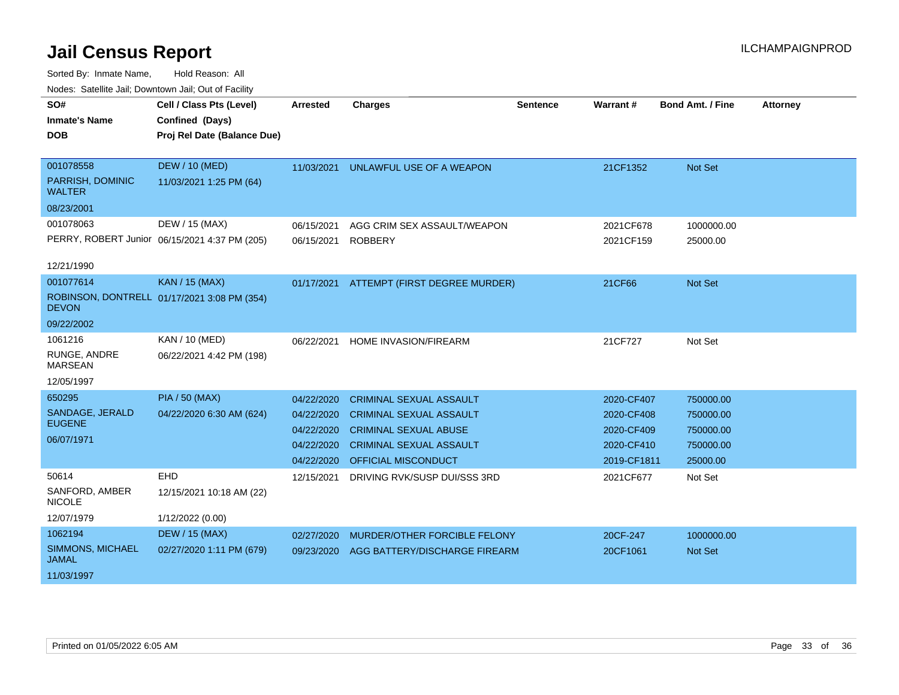# Jail Census Report

Sorted By: Inmate Name, Hold Reason: All

Nodes: Satellite Jail; Downtown Jail; Out of Facility

| SO# / Inmate's Name / DOB | Cell / Class Pts (Level) / Confined (Days) / Proj Rel Date (Balance Due) | Arrested | Charges | Sentence | Warrant # | Bond Amt. / Fine | Attorney |
|---|---|---|---|---|---|---|---|
| 001078558<br>PARRISH, DOMINIC WALTER<br>08/23/2001 | DEW / 10 (MED)<br>11/03/2021 1:25 PM (64) | 11/03/2021 | UNLAWFUL USE OF A WEAPON | | 21CF1352 | Not Set | |
| 001078063<br>PERRY, ROBERT Junior<br>12/21/1990 | DEW / 15 (MAX)<br>06/15/2021 4:37 PM (205) | 06/15/2021 | AGG CRIM SEX ASSAULT/WEAPON | | 2021CF678 | 1000000.00 | |
| | | 06/15/2021 | ROBBERY | | 2021CF159 | 25000.00 | |
| 001077614<br>ROBINSON, DONTRELL DEVON<br>09/22/2002 | KAN / 15 (MAX)<br>01/17/2021 3:08 PM (354) | 01/17/2021 | ATTEMPT (FIRST DEGREE MURDER) | | 21CF66 | Not Set | |
| 1061216<br>RUNGE, ANDRE MARSEAN<br>12/05/1997 | KAN / 10 (MED)<br>06/22/2021 4:42 PM (198) | 06/22/2021 | HOME INVASION/FIREARM | | 21CF727 | Not Set | |
| 650295<br>SANDAGE, JERALD EUGENE<br>06/07/1971 | PIA / 50 (MAX)<br>04/22/2020 6:30 AM (624) | 04/22/2020 | CRIMINAL SEXUAL ASSAULT | | 2020-CF407 | 750000.00 | |
| | | 04/22/2020 | CRIMINAL SEXUAL ASSAULT | | 2020-CF408 | 750000.00 | |
| | | 04/22/2020 | CRIMINAL SEXUAL ABUSE | | 2020-CF409 | 750000.00 | |
| | | 04/22/2020 | CRIMINAL SEXUAL ASSAULT | | 2020-CF410 | 750000.00 | |
| | | 04/22/2020 | OFFICIAL MISCONDUCT | | 2019-CF1811 | 25000.00 | |
| 50614<br>SANFORD, AMBER NICOLE<br>12/07/1979 | EHD<br>12/15/2021 10:18 AM (22)<br>1/12/2022 (0.00) | 12/15/2021 | DRIVING RVK/SUSP DUI/SSS 3RD | | 2021CF677 | Not Set | |
| 1062194<br>SIMMONS, MICHAEL JAMAL<br>11/03/1997 | DEW / 15 (MAX)<br>02/27/2020 1:11 PM (679) | 02/27/2020 | MURDER/OTHER FORCIBLE FELONY | | 20CF-247 | 1000000.00 | |
| | | 09/23/2020 | AGG BATTERY/DISCHARGE FIREARM | | 20CF1061 | Not Set | |

Printed on 01/05/2022 6:05 AM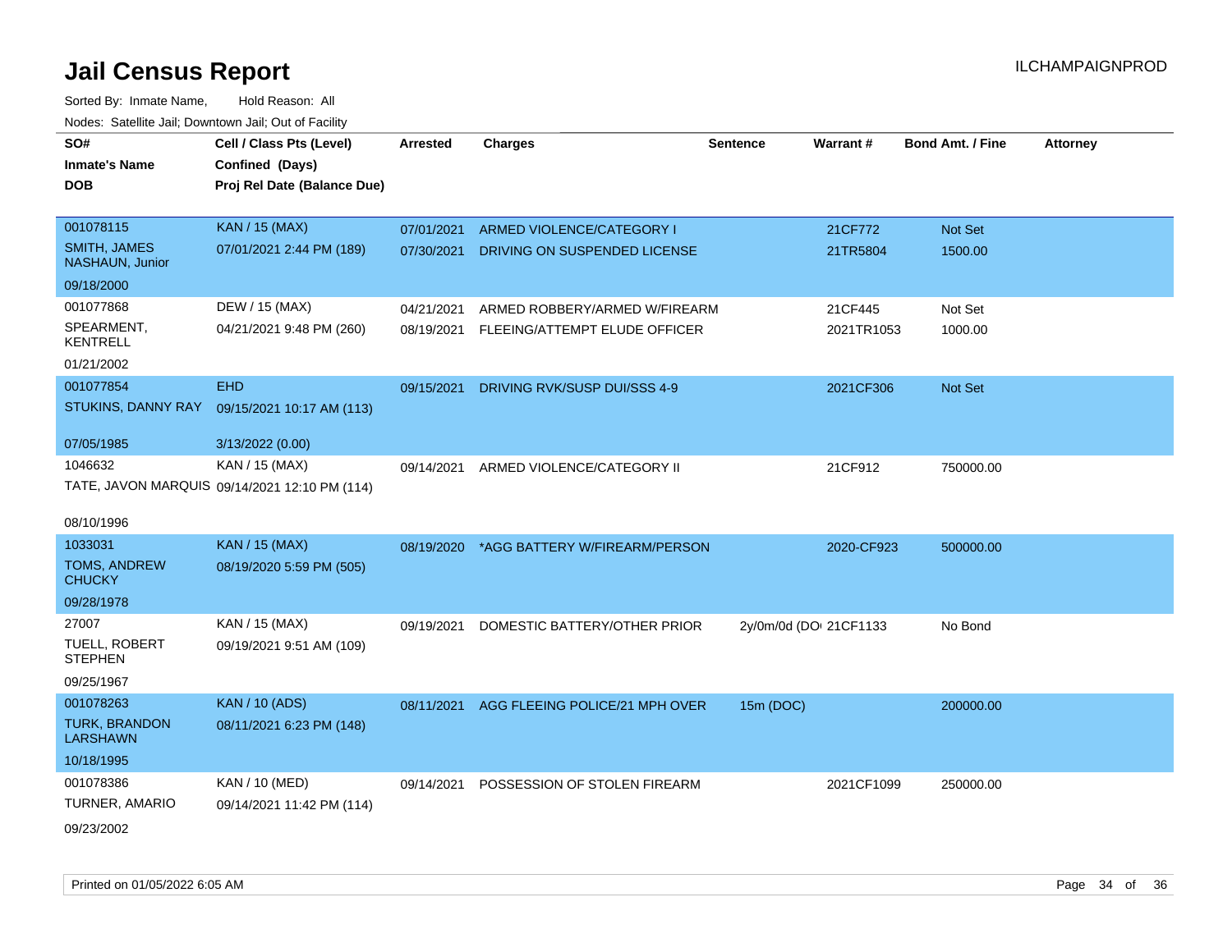# Jail Census Report

ILCHAMPAIGNPROD

Sorted By: Inmate Name, Hold Reason: All

Nodes: Satellite Jail; Downtown Jail; Out of Facility

| SO# / Inmate's Name / DOB | Cell / Class Pts (Level) / Confined (Days) / Proj Rel Date (Balance Due) | Arrested | Charges | Sentence | Warrant # | Bond Amt. / Fine | Attorney |
|---|---|---|---|---|---|---|---|
| 001078115<br>SMITH, JAMES NASHAUN, Junior<br>09/18/2000 | KAN / 15 (MAX)<br>07/01/2021 2:44 PM (189) | 07/01/2021 | ARMED VIOLENCE/CATEGORY I | | 21CF772 | Not Set | |
| | | 07/30/2021 | DRIVING ON SUSPENDED LICENSE | | 21TR5804 | 1500.00 | |
| 001077868<br>SPEARMENT, KENTRELL<br>01/21/2002 | DEW / 15 (MAX)<br>04/21/2021 9:48 PM (260) | 04/21/2021 | ARMED ROBBERY/ARMED W/FIREARM | | 21CF445 | Not Set | |
| | | 08/19/2021 | FLEEING/ATTEMPT ELUDE OFFICER | | 2021TR1053 | 1000.00 | |
| 001077854<br>STUKINS, DANNY RAY<br>07/05/1985 | EHD<br>09/15/2021 10:17 AM (113)<br>3/13/2022 (0.00) | 09/15/2021 | DRIVING RVK/SUSP DUI/SSS 4-9 | | 2021CF306 | Not Set | |
| 1046632<br>TATE, JAVON MARQUIS<br>08/10/1996 | KAN / 15 (MAX)<br>09/14/2021 12:10 PM (114) | 09/14/2021 | ARMED VIOLENCE/CATEGORY II | | 21CF912 | 750000.00 | |
| 1033031<br>TOMS, ANDREW CHUCKY<br>09/28/1978 | KAN / 15 (MAX)<br>08/19/2020 5:59 PM (505) | 08/19/2020 | *AGG BATTERY W/FIREARM/PERSON | | 2020-CF923 | 500000.00 | |
| 27007<br>TUELL, ROBERT STEPHEN<br>09/25/1967 | KAN / 15 (MAX)<br>09/19/2021 9:51 AM (109) | 09/19/2021 | DOMESTIC BATTERY/OTHER PRIOR | 2y/0m/0d (DO | 21CF1133 | No Bond | |
| 001078263<br>TURK, BRANDON LARSHAWN<br>10/18/1995 | KAN / 10 (ADS)<br>08/11/2021 6:23 PM (148) | 08/11/2021 | AGG FLEEING POLICE/21 MPH OVER | 15m (DOC) | | 200000.00 | |
| 001078386<br>TURNER, AMARIO<br>09/23/2002 | KAN / 10 (MED)<br>09/14/2021 11:42 PM (114) | 09/14/2021 | POSSESSION OF STOLEN FIREARM | | 2021CF1099 | 250000.00 | |

Printed on 01/05/2022 6:05 AM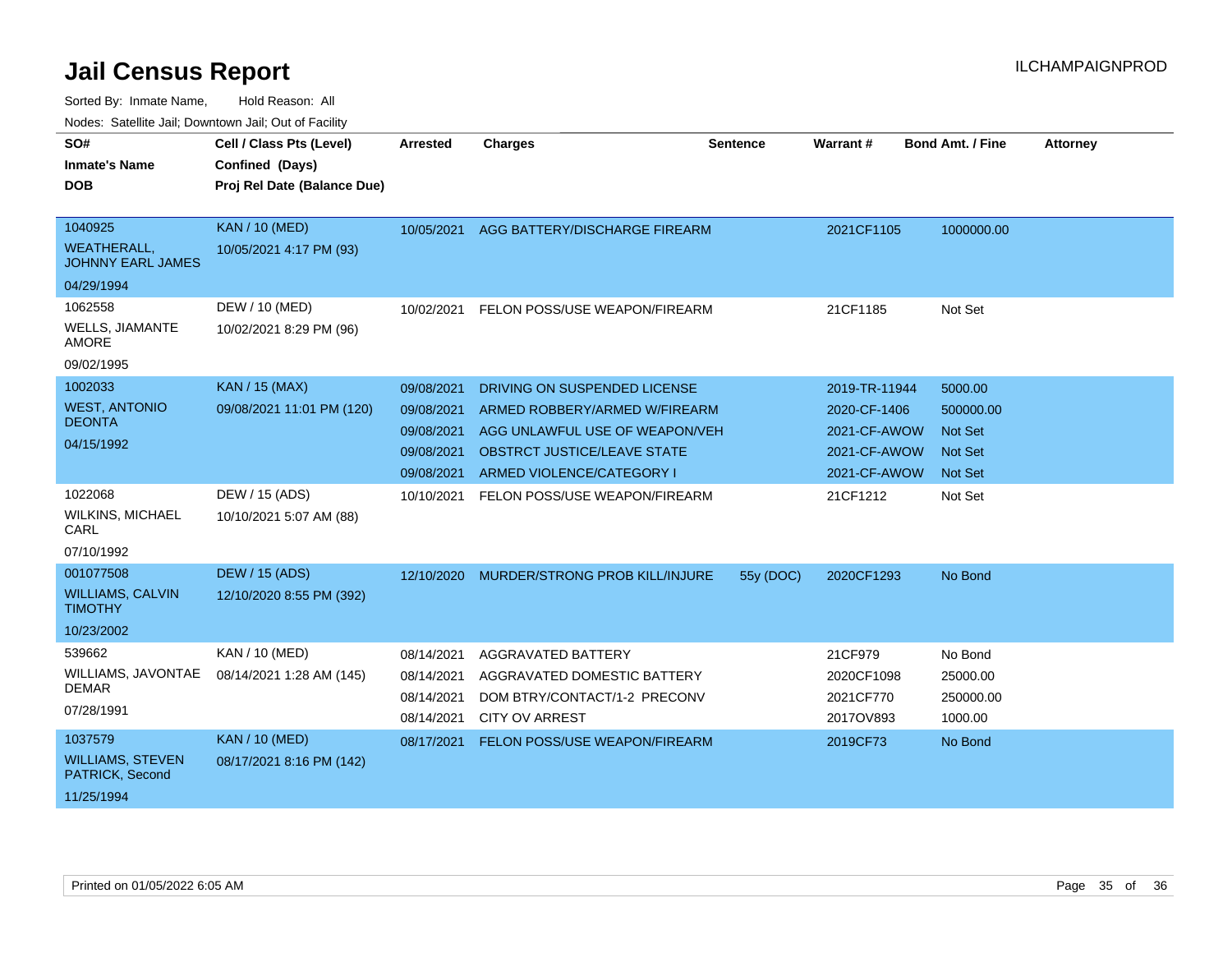# Jail Census Report

ILCHAMPAIGNPROD

Sorted By: Inmate Name, Hold Reason: All

Nodes: Satellite Jail; Downtown Jail; Out of Facility

| SO# / Inmate's Name / DOB | Cell / Class Pts (Level) / Confined (Days) / Proj Rel Date (Balance Due) | Arrested | Charges | Sentence | Warrant # | Bond Amt. / Fine | Attorney |
|---|---|---|---|---|---|---|---|
| 1040925<br>WEATHERALL, JOHNNY EARL JAMES<br>04/29/1994 | KAN / 10 (MED)<br>10/05/2021 4:17 PM (93) | 10/05/2021 | AGG BATTERY/DISCHARGE FIREARM | | 2021CF1105 | 1000000.00 | |
| 1062558<br>WELLS, JIAMANTE AMORE<br>09/02/1995 | DEW / 10 (MED)<br>10/02/2021 8:29 PM (96) | 10/02/2021 | FELON POSS/USE WEAPON/FIREARM | | 21CF1185 | Not Set | |
| 1002033<br>WEST, ANTONIO DEONTA<br>04/15/1992 | KAN / 15 (MAX)<br>09/08/2021 11:01 PM (120) | 09/08/2021 | DRIVING ON SUSPENDED LICENSE | | 2019-TR-11944 | 5000.00 | |
| | | 09/08/2021 | ARMED ROBBERY/ARMED W/FIREARM | | 2020-CF-1406 | 500000.00 | |
| | | 09/08/2021 | AGG UNLAWFUL USE OF WEAPON/VEH | | 2021-CF-AWOW | Not Set | |
| | | 09/08/2021 | OBSTRCT JUSTICE/LEAVE STATE | | 2021-CF-AWOW | Not Set | |
| | | 09/08/2021 | ARMED VIOLENCE/CATEGORY I | | 2021-CF-AWOW | Not Set | |
| 1022068<br>WILKINS, MICHAEL CARL<br>07/10/1992 | DEW / 15 (ADS)<br>10/10/2021 5:07 AM (88) | 10/10/2021 | FELON POSS/USE WEAPON/FIREARM | | 21CF1212 | Not Set | |
| 001077508<br>WILLIAMS, CALVIN TIMOTHY<br>10/23/2002 | DEW / 15 (ADS)<br>12/10/2020 8:55 PM (392) | 12/10/2020 | MURDER/STRONG PROB KILL/INJURE | 55y (DOC) | 2020CF1293 | No Bond | |
| 539662<br>WILLIAMS, JAVONTAE DEMAR<br>07/28/1991 | KAN / 10 (MED)<br>08/14/2021 1:28 AM (145) | 08/14/2021 | AGGRAVATED BATTERY | | 21CF979 | No Bond | |
| | | 08/14/2021 | AGGRAVATED DOMESTIC BATTERY | | 2020CF1098 | 25000.00 | |
| | | 08/14/2021 | DOM BTRY/CONTACT/1-2 PRECONV | | 2021CF770 | 250000.00 | |
| | | 08/14/2021 | CITY OV ARREST | | 2017OV893 | 1000.00 | |
| 1037579<br>WILLIAMS, STEVEN PATRICK, Second<br>11/25/1994 | KAN / 10 (MED)<br>08/17/2021 8:16 PM (142) | 08/17/2021 | FELON POSS/USE WEAPON/FIREARM | | 2019CF73 | No Bond | |

Printed on 01/05/2022 6:05 AM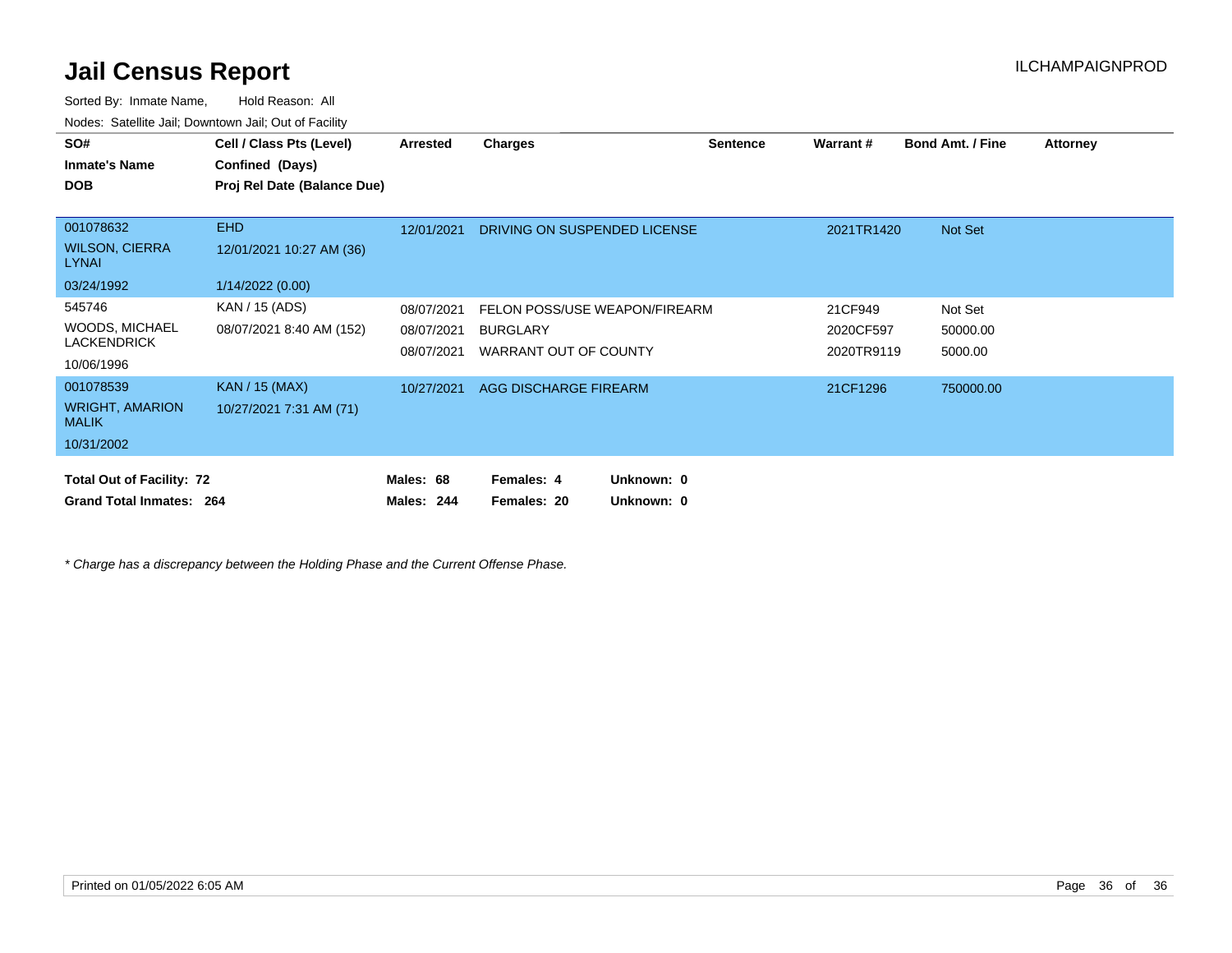# Jail Census Report

ILCHAMPAIGNPROD

Sorted By: Inmate Name, Hold Reason: All

Nodes: Satellite Jail; Downtown Jail; Out of Facility

| SO# / Inmate's Name / DOB | Cell / Class Pts (Level) / Confined (Days) / Proj Rel Date (Balance Due) | Arrested | Charges | Sentence | Warrant # | Bond Amt. / Fine | Attorney |
|---|---|---|---|---|---|---|---|
| 001078632<br>WILSON, CIERRA LYNAI<br>03/24/1992 | EHD<br>12/01/2021 10:27 AM (36)<br>1/14/2022 (0.00) | 12/01/2021 | DRIVING ON SUSPENDED LICENSE | | 2021TR1420 | Not Set | |
| 545746<br>WOODS, MICHAEL LACKENDRICK<br>10/06/1996 | KAN / 15 (ADS)<br>08/07/2021 8:40 AM (152) | 08/07/2021 | FELON POSS/USE WEAPON/FIREARM | | 21CF949 | Not Set | |
| | | 08/07/2021 | BURGLARY | | 2020CF597 | 50000.00 | |
| | | 08/07/2021 | WARRANT OUT OF COUNTY | | 2020TR9119 | 5000.00 | |
| 001078539<br>WRIGHT, AMARION MALIK<br>10/31/2002 | KAN / 15 (MAX)<br>10/27/2021 7:31 AM (71) | 10/27/2021 | AGG DISCHARGE FIREARM | | 21CF1296 | 750000.00 | |

| | | | |
|---|---|---|---|
| **Total Out of Facility: 72** | **Males: 68** | **Females: 4** | **Unknown: 0** |
| **Grand Total Inmates: 264** | **Males: 244** | **Females: 20** | **Unknown: 0** |

*\* Charge has a discrepancy between the Holding Phase and the Current Offense Phase.*

Printed on 01/05/2022 6:05 AM